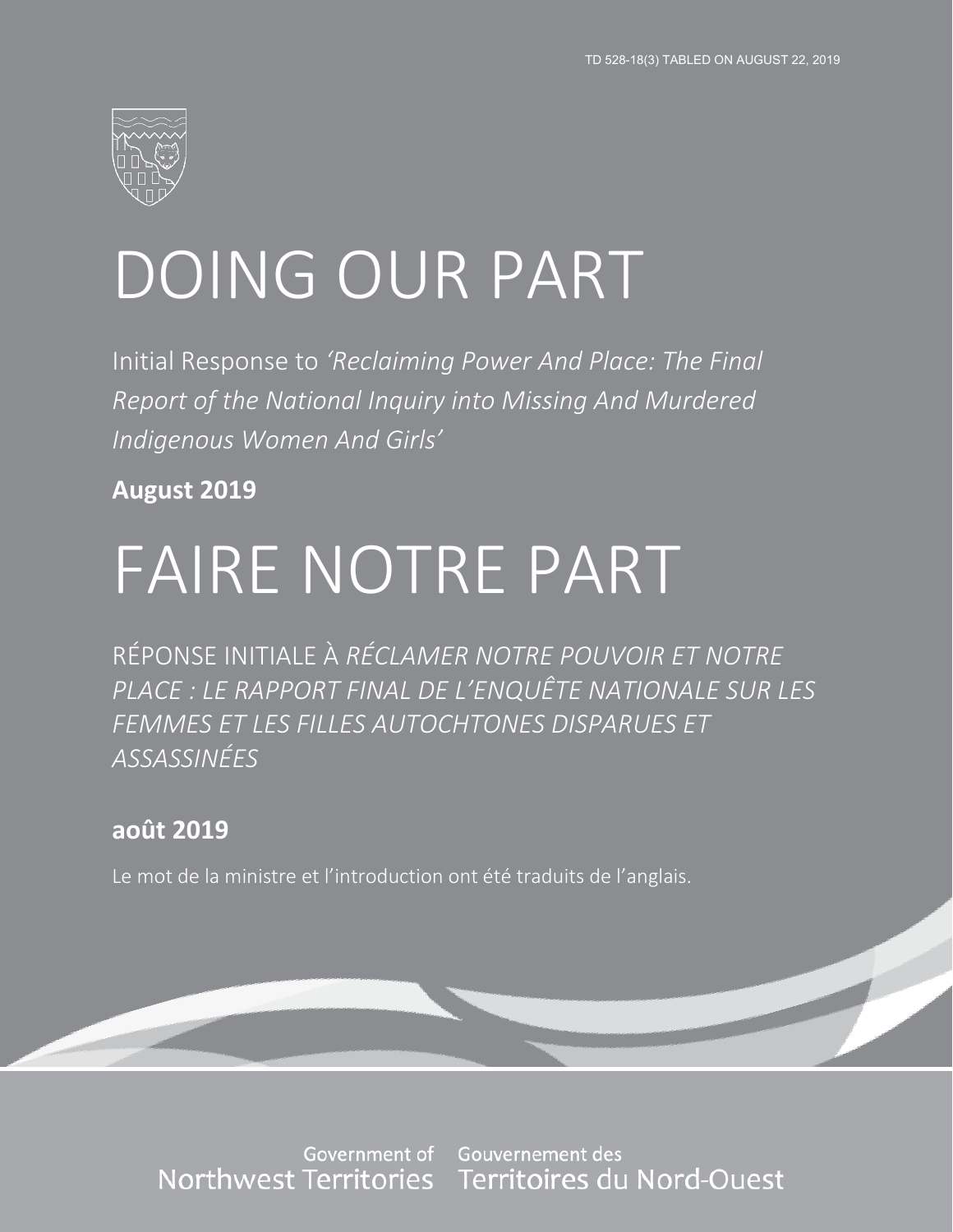TD 528-18(3) TABLED ON AUGUST 22, 2019

# DOING OUR PART

Initial Response to *'Reclaiming Power And Place: The Final Report of the National Inquiry into Missing And Murdered Indigenous Women And Girls'*

**August 2019**

# FAIRE NOTRE PART

RÉPONSE INITIALE À *RÉCLAMER NOTRE POUVOIR ET NOTRE PLACE : LE RAPPORT FINAL DE L'ENQUÊTE NATIONALE SUR LES FEMMES ET LES FILLES AUTOCHTONES DISPARUES ET ASSASSINÉES*

**août 2019**

Le mot de la ministre et l'introduction ont été traduits de l'anglais.

Government of Northwest Territories Gouvernement des Territoires du Nord-Ouest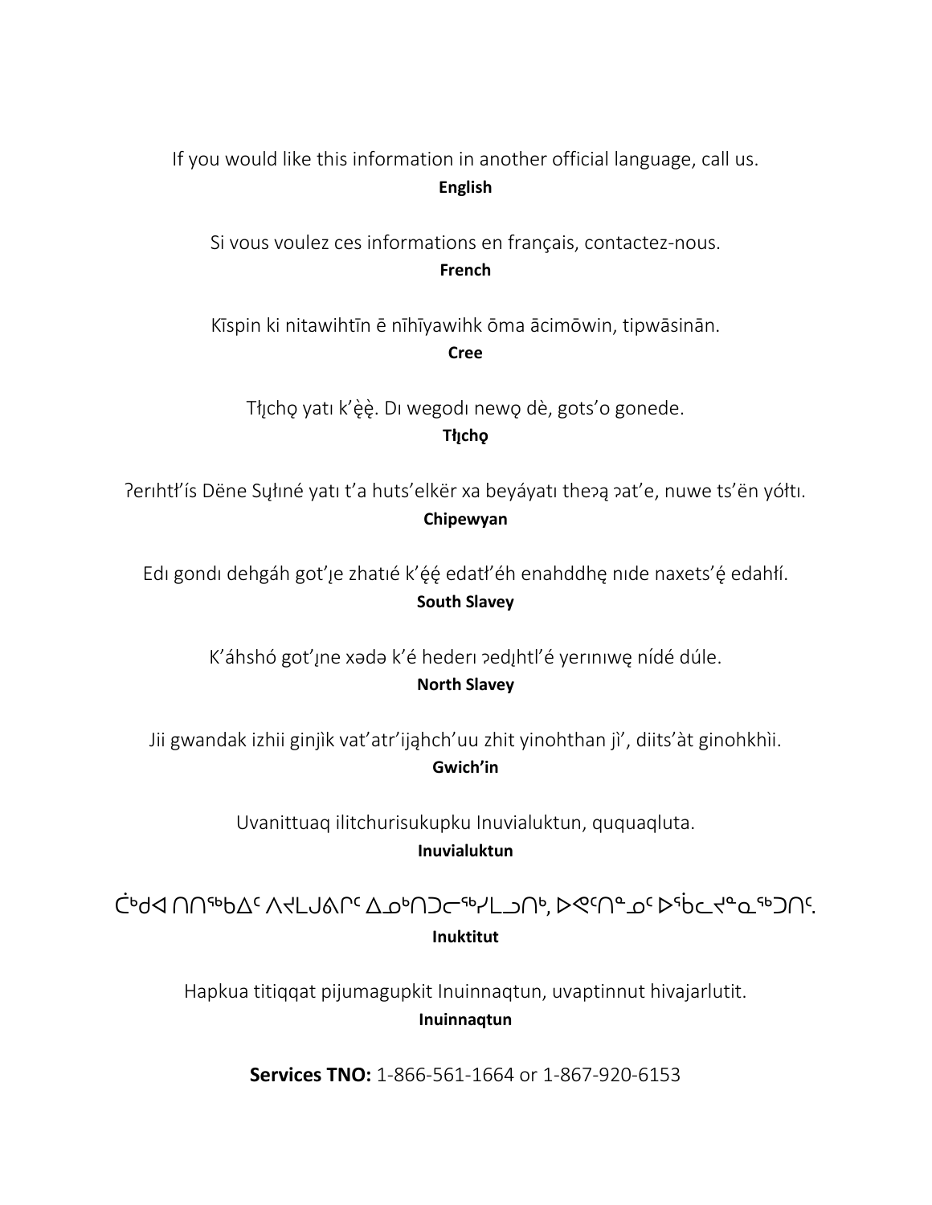If you would like this information in another official language, call us.
**English**

Si vous voulez ces informations en français, contactez-nous.
**French**

Kīspin ki nitawihtīn ē nīhīyawihk ōma ācimōwin, tipwāsinān.
**Cree**

Tłı̨chǫ yatı k'ę̀ę̀. Dı wegodı newǫ dè, gots'o gonede.
**Tłı̨chǫ**

ʔerıhtł'ís Dëne Sų̀łıné yatı t'a huts'elkër xa beyáyatı theɂą ɂat'e, nuwe ts'ën yółtı.
**Chipewyan**

Edı gondı dehgáh got'ı̨e zhatıé k'ę́ę́ edatł'éh enahddhę nıde naxets'ę́ edahłí.
**South Slavey**

K'áhshó got'ı̨ne xədə k'é hederı ɂedı̨htl'é yerınıwę nídé dúle.
**North Slavey**

Jii gwandak izhii ginjìk vat'atr'ijąhch'uu zhit yinohthan jì', diits'àt ginohkhìi.
**Gwich'in**

Uvanittuaq ilitchurisukupku Inuvialuktun, ququaqluta.
**Inuvialuktun**

ᑖᒃᑯᐊ ᑎᑎᕐᑲᐃᑦ ᐱᔪᒪᒍᕕᒋᑦ ᐃᓄᒃᑎᑐᓕᕐᓯᒪᓗᑎᒃ, ᐅᕙᑦᑎᓐᓄᑦ ᐅᕿᓚᔪᓇᕐᑐᑎᑦ.
**Inuktitut**

Hapkua titiqqat pijumagupkit Inuinnaqtun, uvaptinnut hivajarlutit.
**Inuinnaqtun**

**Services TNO:** 1-866-561-1664 or 1-867-920-6153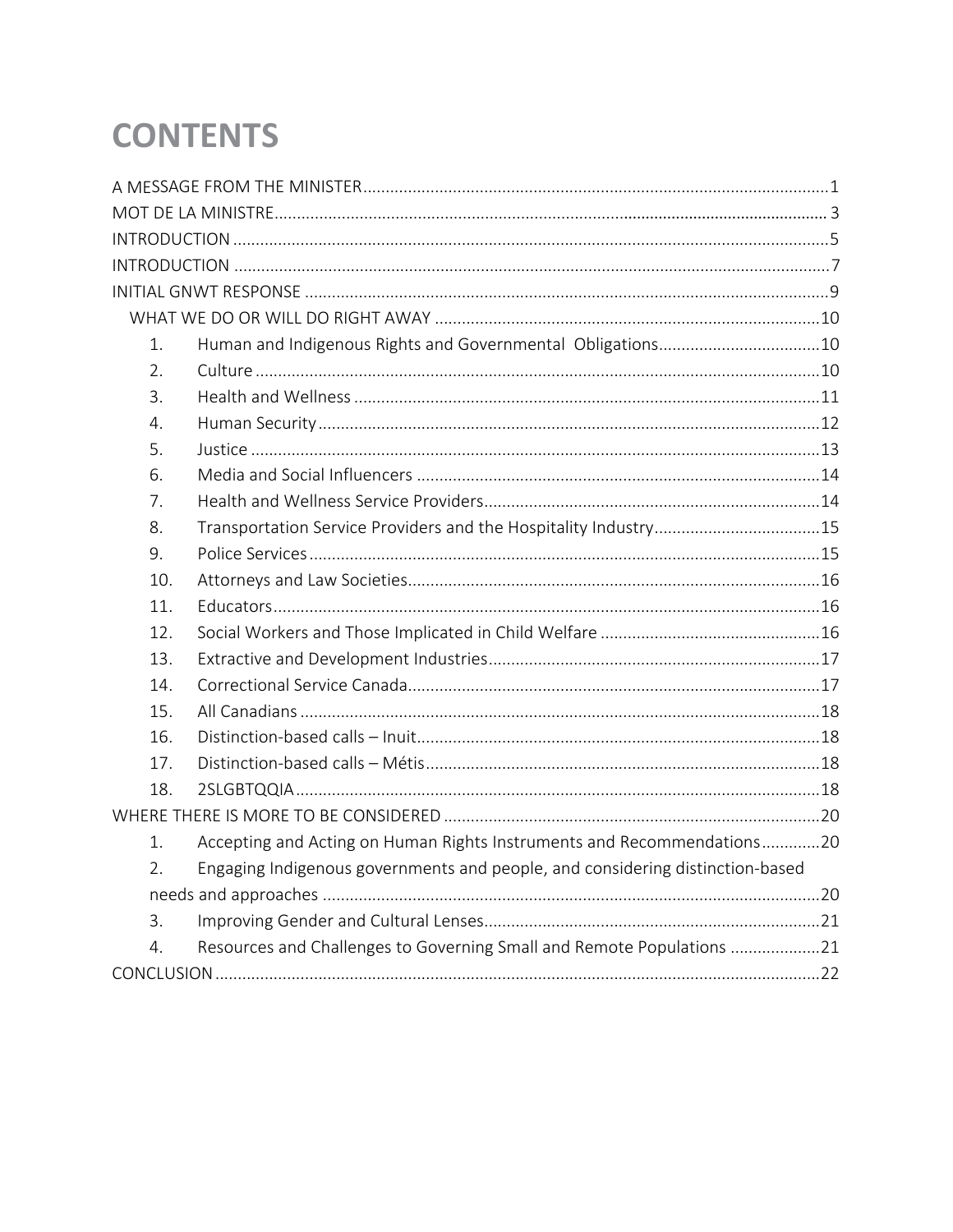# CONTENTS

A MESSAGE FROM THE MINISTER ........ 1
MOT DE LA MINISTRE ........ 3
INTRODUCTION ........ 5
INTRODUCTION ........ 7
INITIAL GNWT RESPONSE ........ 9
- WHAT WE DO OR WILL DO RIGHT AWAY ........ 10
  1. Human and Indigenous Rights and Governmental Obligations ........ 10
  2. Culture ........ 10
  3. Health and Wellness ........ 11
  4. Human Security ........ 12
  5. Justice ........ 13
  6. Media and Social Influencers ........ 14
  7. Health and Wellness Service Providers ........ 14
  8. Transportation Service Providers and the Hospitality Industry ........ 15
  9. Police Services ........ 15
  10. Attorneys and Law Societies ........ 16
  11. Educators ........ 16
  12. Social Workers and Those Implicated in Child Welfare ........ 16
  13. Extractive and Development Industries ........ 17
  14. Correctional Service Canada ........ 17
  15. All Canadians ........ 18
  16. Distinction-based calls – Inuit ........ 18
  17. Distinction-based calls – Métis ........ 18
  18. 2SLGBTQQIA ........ 18

WHERE THERE IS MORE TO BE CONSIDERED ........ 20
1. Accepting and Acting on Human Rights Instruments and Recommendations ........ 20
2. Engaging Indigenous governments and people, and considering distinction-based needs and approaches ........ 20
3. Improving Gender and Cultural Lenses ........ 21
4. Resources and Challenges to Governing Small and Remote Populations ........ 21

CONCLUSION ........ 22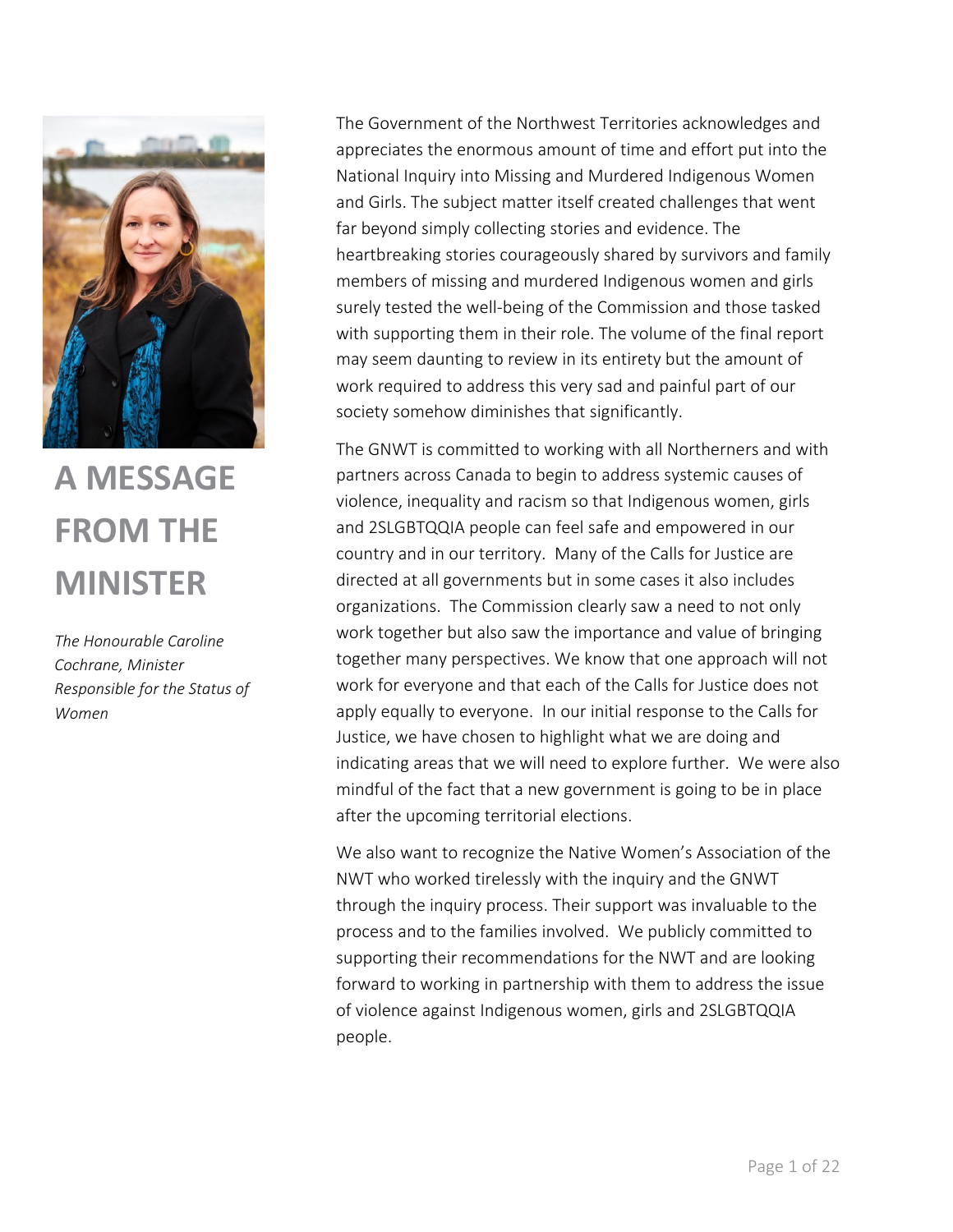# A MESSAGE FROM THE MINISTER

*The Honourable Caroline Cochrane, Minister Responsible for the Status of Women*

The Government of the Northwest Territories acknowledges and appreciates the enormous amount of time and effort put into the National Inquiry into Missing and Murdered Indigenous Women and Girls. The subject matter itself created challenges that went far beyond simply collecting stories and evidence. The heartbreaking stories courageously shared by survivors and family members of missing and murdered Indigenous women and girls surely tested the well-being of the Commission and those tasked with supporting them in their role. The volume of the final report may seem daunting to review in its entirety but the amount of work required to address this very sad and painful part of our society somehow diminishes that significantly.

The GNWT is committed to working with all Northerners and with partners across Canada to begin to address systemic causes of violence, inequality and racism so that Indigenous women, girls and 2SLGBTQQIA people can feel safe and empowered in our country and in our territory. Many of the Calls for Justice are directed at all governments but in some cases it also includes organizations. The Commission clearly saw a need to not only work together but also saw the importance and value of bringing together many perspectives. We know that one approach will not work for everyone and that each of the Calls for Justice does not apply equally to everyone. In our initial response to the Calls for Justice, we have chosen to highlight what we are doing and indicating areas that we will need to explore further. We were also mindful of the fact that a new government is going to be in place after the upcoming territorial elections.

We also want to recognize the Native Women's Association of the NWT who worked tirelessly with the inquiry and the GNWT through the inquiry process. Their support was invaluable to the process and to the families involved. We publicly committed to supporting their recommendations for the NWT and are looking forward to working in partnership with them to address the issue of violence against Indigenous women, girls and 2SLGBTQQIA people.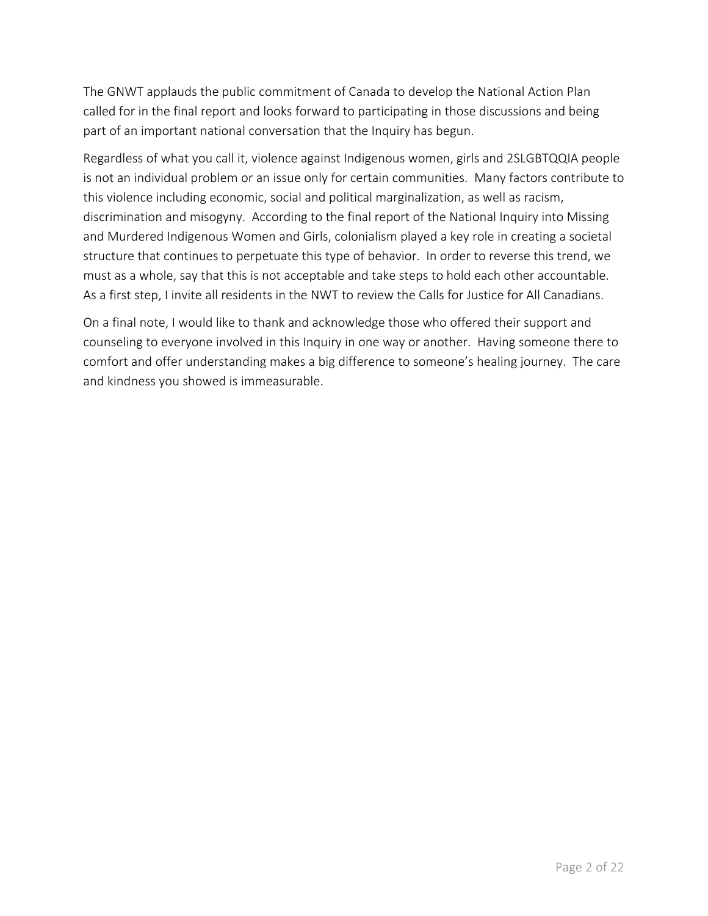The GNWT applauds the public commitment of Canada to develop the National Action Plan called for in the final report and looks forward to participating in those discussions and being part of an important national conversation that the Inquiry has begun.

Regardless of what you call it, violence against Indigenous women, girls and 2SLGBTQQIA people is not an individual problem or an issue only for certain communities. Many factors contribute to this violence including economic, social and political marginalization, as well as racism, discrimination and misogyny. According to the final report of the National Inquiry into Missing and Murdered Indigenous Women and Girls, colonialism played a key role in creating a societal structure that continues to perpetuate this type of behavior. In order to reverse this trend, we must as a whole, say that this is not acceptable and take steps to hold each other accountable. As a first step, I invite all residents in the NWT to review the Calls for Justice for All Canadians.

On a final note, I would like to thank and acknowledge those who offered their support and counseling to everyone involved in this Inquiry in one way or another. Having someone there to comfort and offer understanding makes a big difference to someone's healing journey. The care and kindness you showed is immeasurable.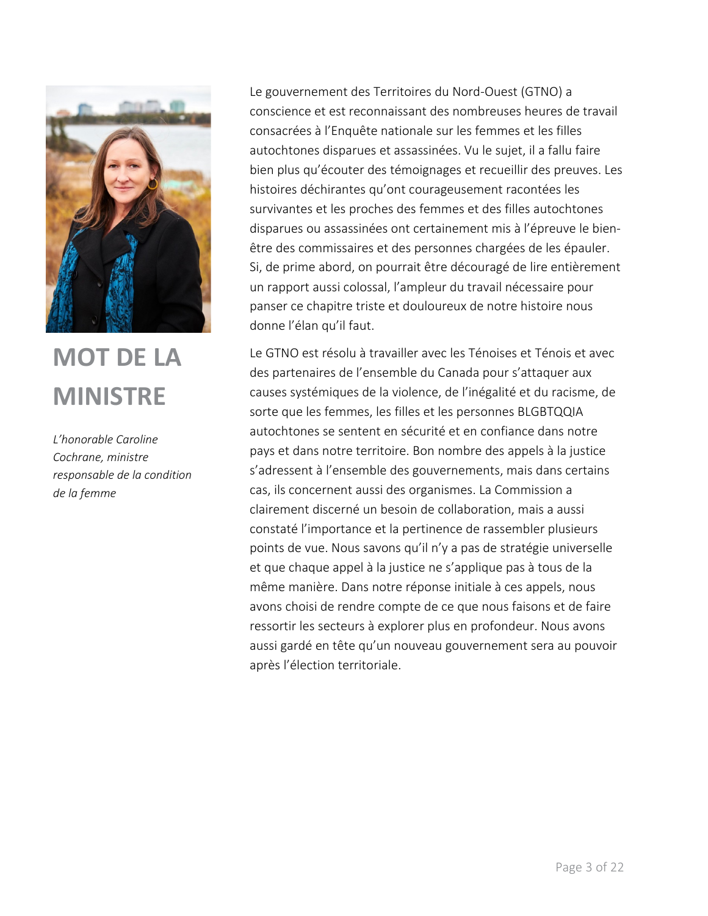# MOT DE LA MINISTRE

*L'honorable Caroline Cochrane, ministre responsable de la condition de la femme*

Le gouvernement des Territoires du Nord-Ouest (GTNO) a conscience et est reconnaissant des nombreuses heures de travail consacrées à l'Enquête nationale sur les femmes et les filles autochtones disparues et assassinées. Vu le sujet, il a fallu faire bien plus qu'écouter des témoignages et recueillir des preuves. Les histoires déchirantes qu'ont courageusement racontées les survivantes et les proches des femmes et des filles autochtones disparues ou assassinées ont certainement mis à l'épreuve le bien-être des commissaires et des personnes chargées de les épauler. Si, de prime abord, on pourrait être découragé de lire entièrement un rapport aussi colossal, l'ampleur du travail nécessaire pour panser ce chapitre triste et douloureux de notre histoire nous donne l'élan qu'il faut.

Le GTNO est résolu à travailler avec les Ténoises et Ténois et avec des partenaires de l'ensemble du Canada pour s'attaquer aux causes systémiques de la violence, de l'inégalité et du racisme, de sorte que les femmes, les filles et les personnes BLGBTQQIA autochtones se sentent en sécurité et en confiance dans notre pays et dans notre territoire. Bon nombre des appels à la justice s'adressent à l'ensemble des gouvernements, mais dans certains cas, ils concernent aussi des organismes. La Commission a clairement discerné un besoin de collaboration, mais a aussi constaté l'importance et la pertinence de rassembler plusieurs points de vue. Nous savons qu'il n'y a pas de stratégie universelle et que chaque appel à la justice ne s'applique pas à tous de la même manière. Dans notre réponse initiale à ces appels, nous avons choisi de rendre compte de ce que nous faisons et de faire ressortir les secteurs à explorer plus en profondeur. Nous avons aussi gardé en tête qu'un nouveau gouvernement sera au pouvoir après l'élection territoriale.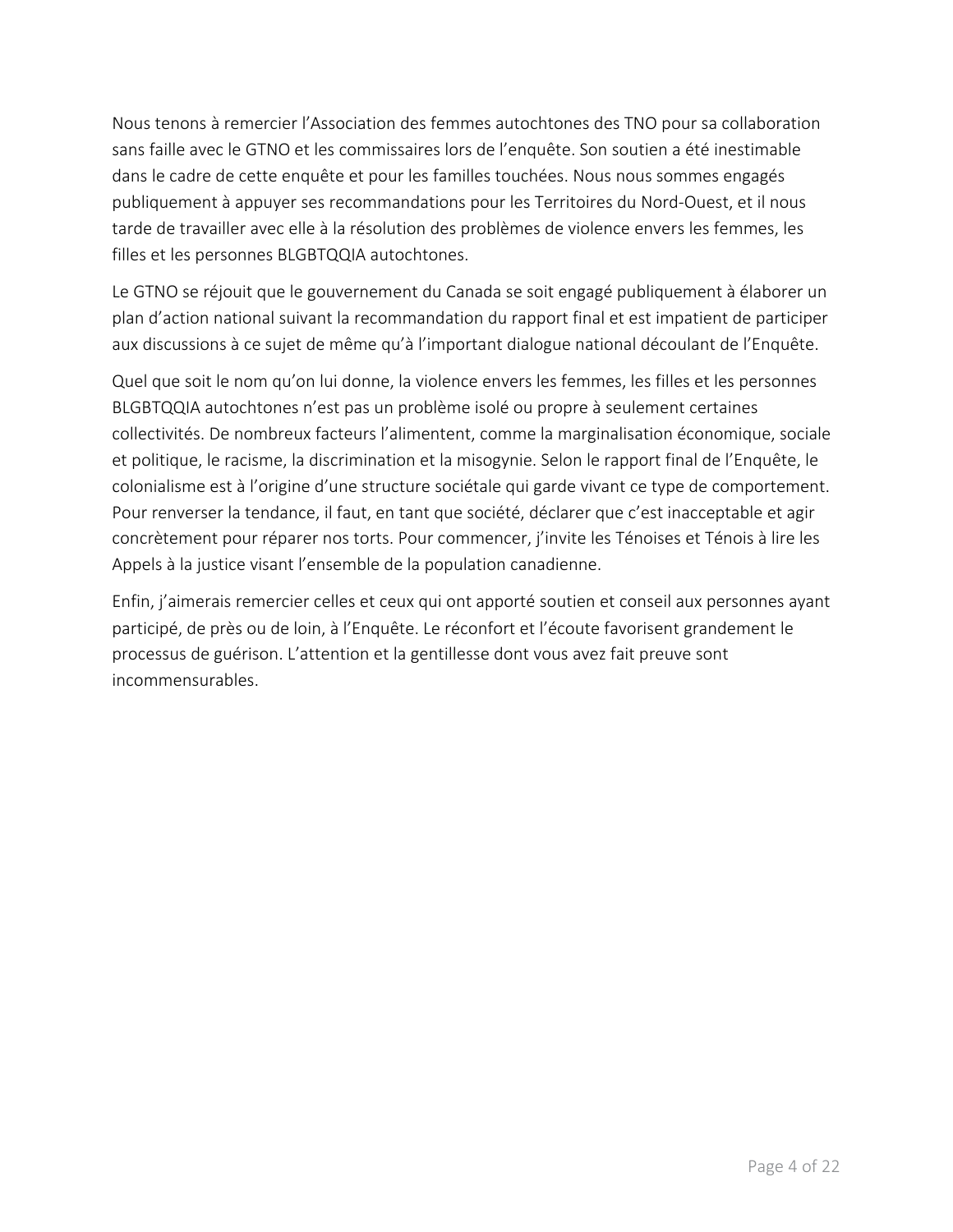Nous tenons à remercier l'Association des femmes autochtones des TNO pour sa collaboration sans faille avec le GTNO et les commissaires lors de l'enquête. Son soutien a été inestimable dans le cadre de cette enquête et pour les familles touchées. Nous nous sommes engagés publiquement à appuyer ses recommandations pour les Territoires du Nord-Ouest, et il nous tarde de travailler avec elle à la résolution des problèmes de violence envers les femmes, les filles et les personnes BLGBTQQIA autochtones.

Le GTNO se réjouit que le gouvernement du Canada se soit engagé publiquement à élaborer un plan d'action national suivant la recommandation du rapport final et est impatient de participer aux discussions à ce sujet de même qu'à l'important dialogue national découlant de l'Enquête.

Quel que soit le nom qu'on lui donne, la violence envers les femmes, les filles et les personnes BLGBTQQIA autochtones n'est pas un problème isolé ou propre à seulement certaines collectivités. De nombreux facteurs l'alimentent, comme la marginalisation économique, sociale et politique, le racisme, la discrimination et la misogynie. Selon le rapport final de l'Enquête, le colonialisme est à l'origine d'une structure sociétale qui garde vivant ce type de comportement. Pour renverser la tendance, il faut, en tant que société, déclarer que c'est inacceptable et agir concrètement pour réparer nos torts. Pour commencer, j'invite les Ténoises et Ténois à lire les Appels à la justice visant l'ensemble de la population canadienne.

Enfin, j'aimerais remercier celles et ceux qui ont apporté soutien et conseil aux personnes ayant participé, de près ou de loin, à l'Enquête. Le réconfort et l'écoute favorisent grandement le processus de guérison. L'attention et la gentillesse dont vous avez fait preuve sont incommensurables.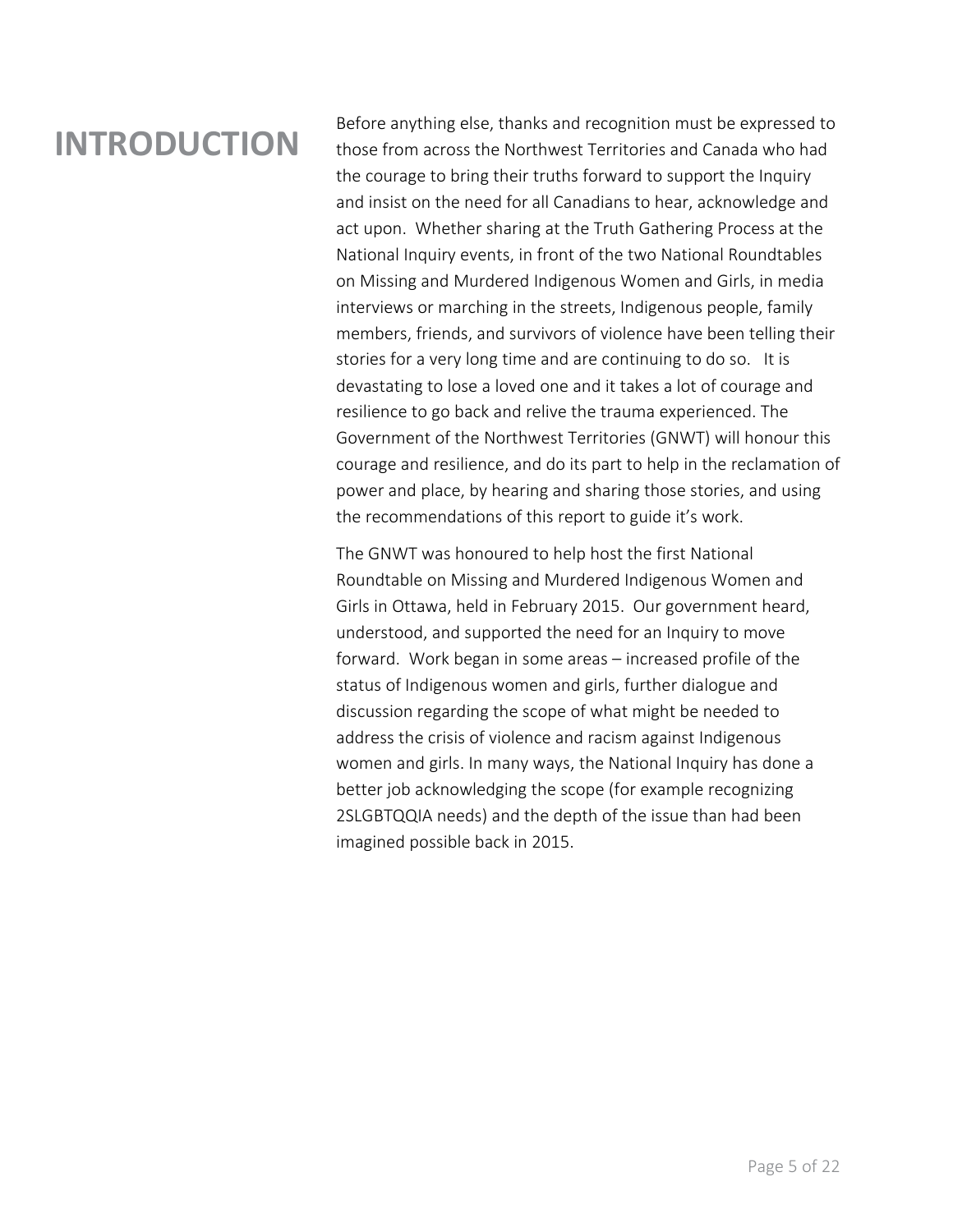# INTRODUCTION

Before anything else, thanks and recognition must be expressed to those from across the Northwest Territories and Canada who had the courage to bring their truths forward to support the Inquiry and insist on the need for all Canadians to hear, acknowledge and act upon. Whether sharing at the Truth Gathering Process at the National Inquiry events, in front of the two National Roundtables on Missing and Murdered Indigenous Women and Girls, in media interviews or marching in the streets, Indigenous people, family members, friends, and survivors of violence have been telling their stories for a very long time and are continuing to do so. It is devastating to lose a loved one and it takes a lot of courage and resilience to go back and relive the trauma experienced. The Government of the Northwest Territories (GNWT) will honour this courage and resilience, and do its part to help in the reclamation of power and place, by hearing and sharing those stories, and using the recommendations of this report to guide it's work.

The GNWT was honoured to help host the first National Roundtable on Missing and Murdered Indigenous Women and Girls in Ottawa, held in February 2015. Our government heard, understood, and supported the need for an Inquiry to move forward. Work began in some areas – increased profile of the status of Indigenous women and girls, further dialogue and discussion regarding the scope of what might be needed to address the crisis of violence and racism against Indigenous women and girls. In many ways, the National Inquiry has done a better job acknowledging the scope (for example recognizing 2SLGBTQQIA needs) and the depth of the issue than had been imagined possible back in 2015.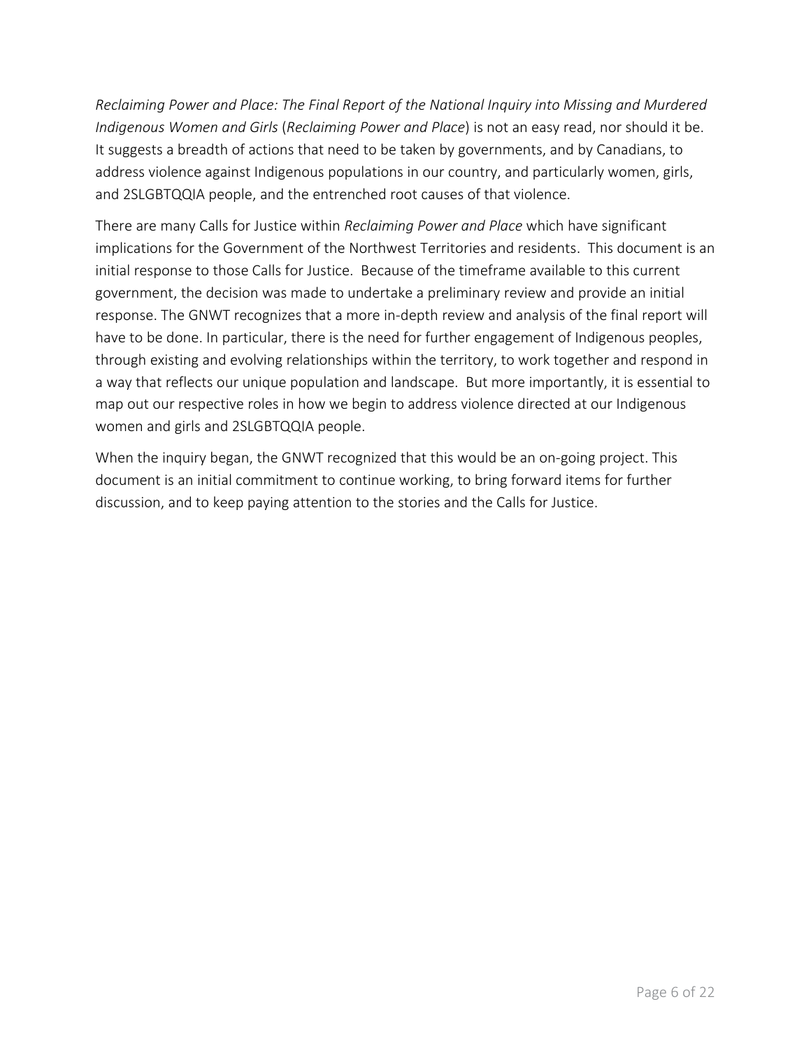*Reclaiming Power and Place: The Final Report of the National Inquiry into Missing and Murdered Indigenous Women and Girls* (*Reclaiming Power and Place*) is not an easy read, nor should it be. It suggests a breadth of actions that need to be taken by governments, and by Canadians, to address violence against Indigenous populations in our country, and particularly women, girls, and 2SLGBTQQIA people, and the entrenched root causes of that violence.

There are many Calls for Justice within *Reclaiming Power and Place* which have significant implications for the Government of the Northwest Territories and residents. This document is an initial response to those Calls for Justice. Because of the timeframe available to this current government, the decision was made to undertake a preliminary review and provide an initial response. The GNWT recognizes that a more in-depth review and analysis of the final report will have to be done. In particular, there is the need for further engagement of Indigenous peoples, through existing and evolving relationships within the territory, to work together and respond in a way that reflects our unique population and landscape. But more importantly, it is essential to map out our respective roles in how we begin to address violence directed at our Indigenous women and girls and 2SLGBTQQIA people.

When the inquiry began, the GNWT recognized that this would be an on-going project. This document is an initial commitment to continue working, to bring forward items for further discussion, and to keep paying attention to the stories and the Calls for Justice.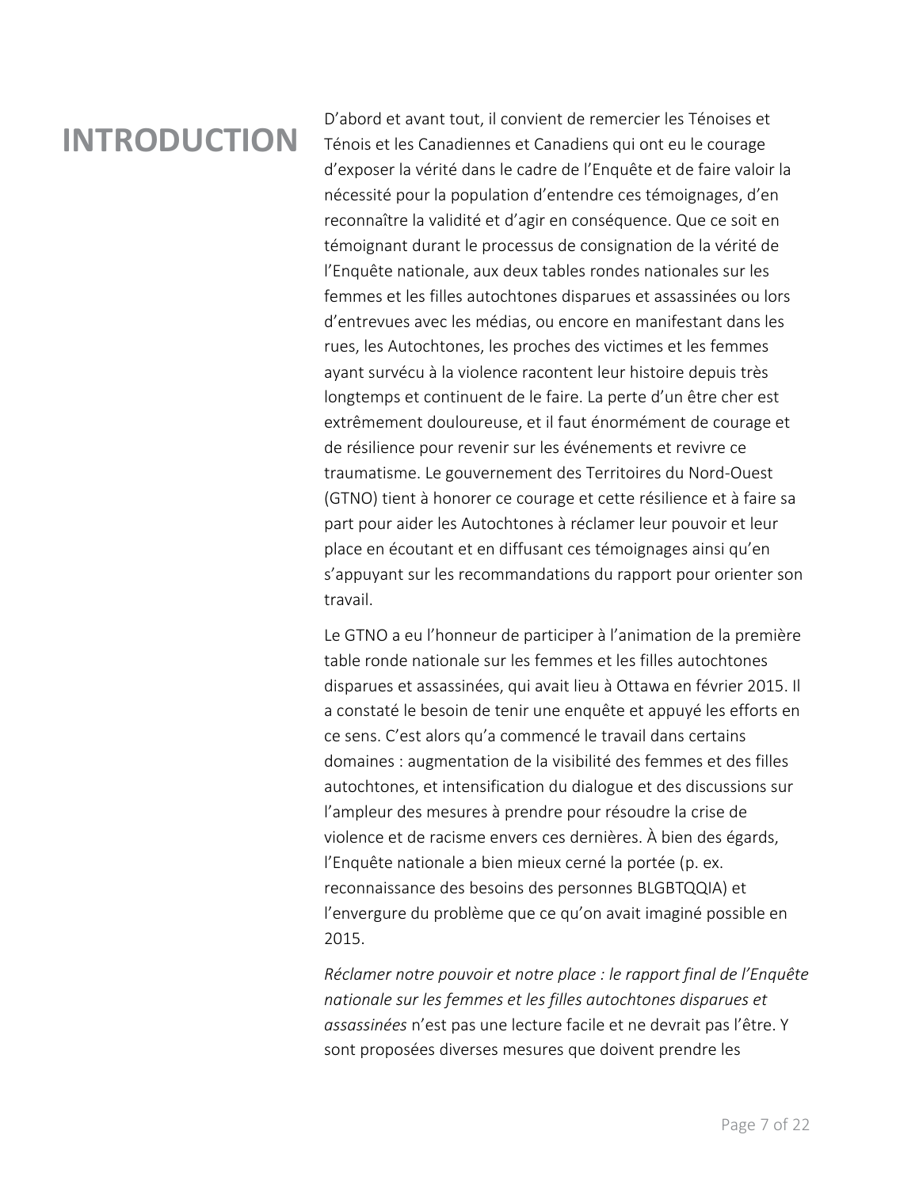# INTRODUCTION

D'abord et avant tout, il convient de remercier les Ténoises et Ténois et les Canadiennes et Canadiens qui ont eu le courage d'exposer la vérité dans le cadre de l'Enquête et de faire valoir la nécessité pour la population d'entendre ces témoignages, d'en reconnaître la validité et d'agir en conséquence. Que ce soit en témoignant durant le processus de consignation de la vérité de l'Enquête nationale, aux deux tables rondes nationales sur les femmes et les filles autochtones disparues et assassinées ou lors d'entrevues avec les médias, ou encore en manifestant dans les rues, les Autochtones, les proches des victimes et les femmes ayant survécu à la violence racontent leur histoire depuis très longtemps et continuent de le faire. La perte d'un être cher est extrêmement douloureuse, et il faut énormément de courage et de résilience pour revenir sur les événements et revivre ce traumatisme. Le gouvernement des Territoires du Nord-Ouest (GTNO) tient à honorer ce courage et cette résilience et à faire sa part pour aider les Autochtones à réclamer leur pouvoir et leur place en écoutant et en diffusant ces témoignages ainsi qu'en s'appuyant sur les recommandations du rapport pour orienter son travail.

Le GTNO a eu l'honneur de participer à l'animation de la première table ronde nationale sur les femmes et les filles autochtones disparues et assassinées, qui avait lieu à Ottawa en février 2015. Il a constaté le besoin de tenir une enquête et appuyé les efforts en ce sens. C'est alors qu'a commencé le travail dans certains domaines : augmentation de la visibilité des femmes et des filles autochtones, et intensification du dialogue et des discussions sur l'ampleur des mesures à prendre pour résoudre la crise de violence et de racisme envers ces dernières. À bien des égards, l'Enquête nationale a bien mieux cerné la portée (p. ex. reconnaissance des besoins des personnes BLGBTQQIA) et l'envergure du problème que ce qu'on avait imaginé possible en 2015.

*Réclamer notre pouvoir et notre place : le rapport final de l'Enquête nationale sur les femmes et les filles autochtones disparues et assassinées* n'est pas une lecture facile et ne devrait pas l'être. Y sont proposées diverses mesures que doivent prendre les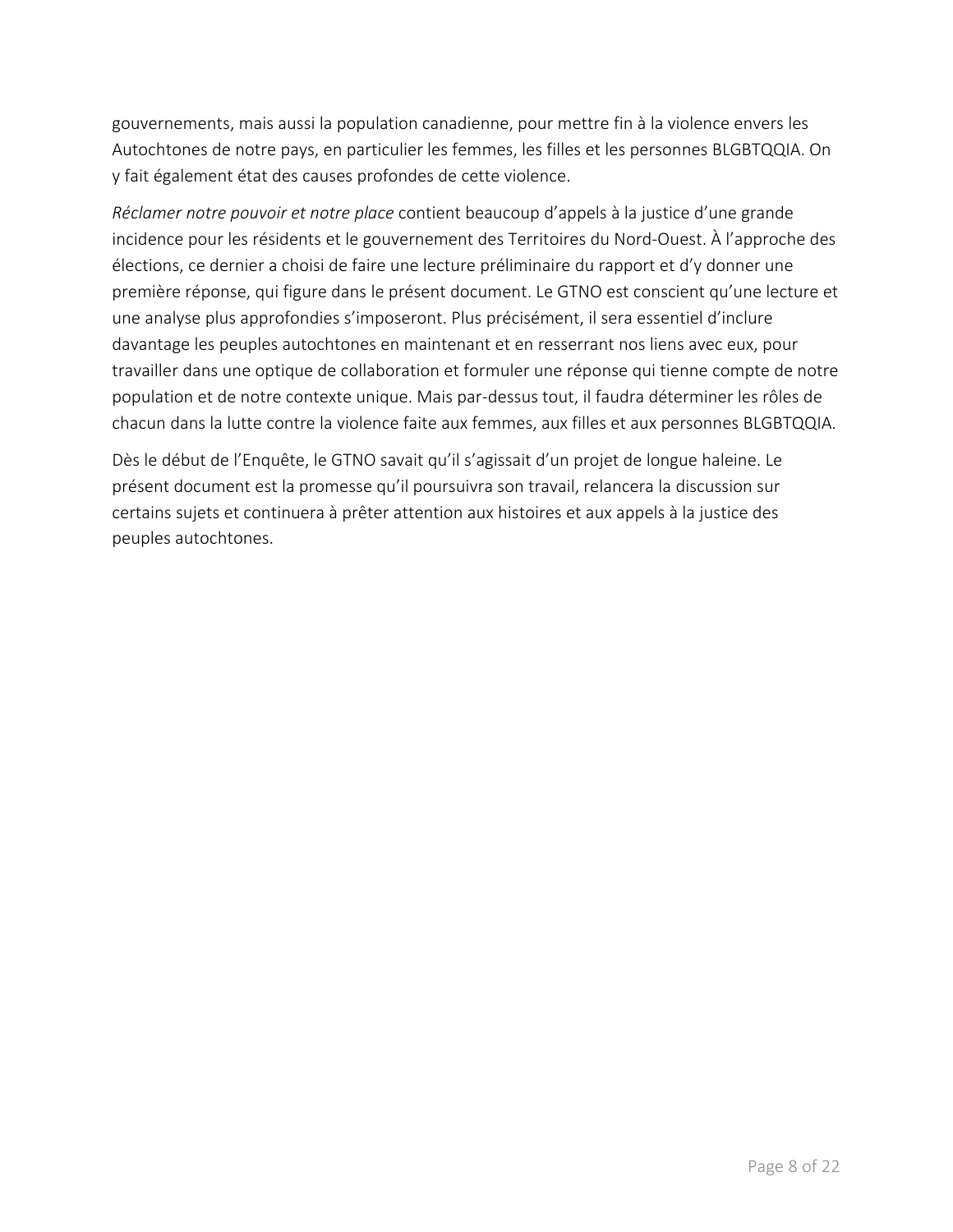gouvernements, mais aussi la population canadienne, pour mettre fin à la violence envers les Autochtones de notre pays, en particulier les femmes, les filles et les personnes BLGBTQQIA. On y fait également état des causes profondes de cette violence.

*Réclamer notre pouvoir et notre place* contient beaucoup d'appels à la justice d'une grande incidence pour les résidents et le gouvernement des Territoires du Nord-Ouest. À l'approche des élections, ce dernier a choisi de faire une lecture préliminaire du rapport et d'y donner une première réponse, qui figure dans le présent document. Le GTNO est conscient qu'une lecture et une analyse plus approfondies s'imposeront. Plus précisément, il sera essentiel d'inclure davantage les peuples autochtones en maintenant et en resserrant nos liens avec eux, pour travailler dans une optique de collaboration et formuler une réponse qui tienne compte de notre population et de notre contexte unique. Mais par-dessus tout, il faudra déterminer les rôles de chacun dans la lutte contre la violence faite aux femmes, aux filles et aux personnes BLGBTQQIA.

Dès le début de l'Enquête, le GTNO savait qu'il s'agissait d'un projet de longue haleine. Le présent document est la promesse qu'il poursuivra son travail, relancera la discussion sur certains sujets et continuera à prêter attention aux histoires et aux appels à la justice des peuples autochtones.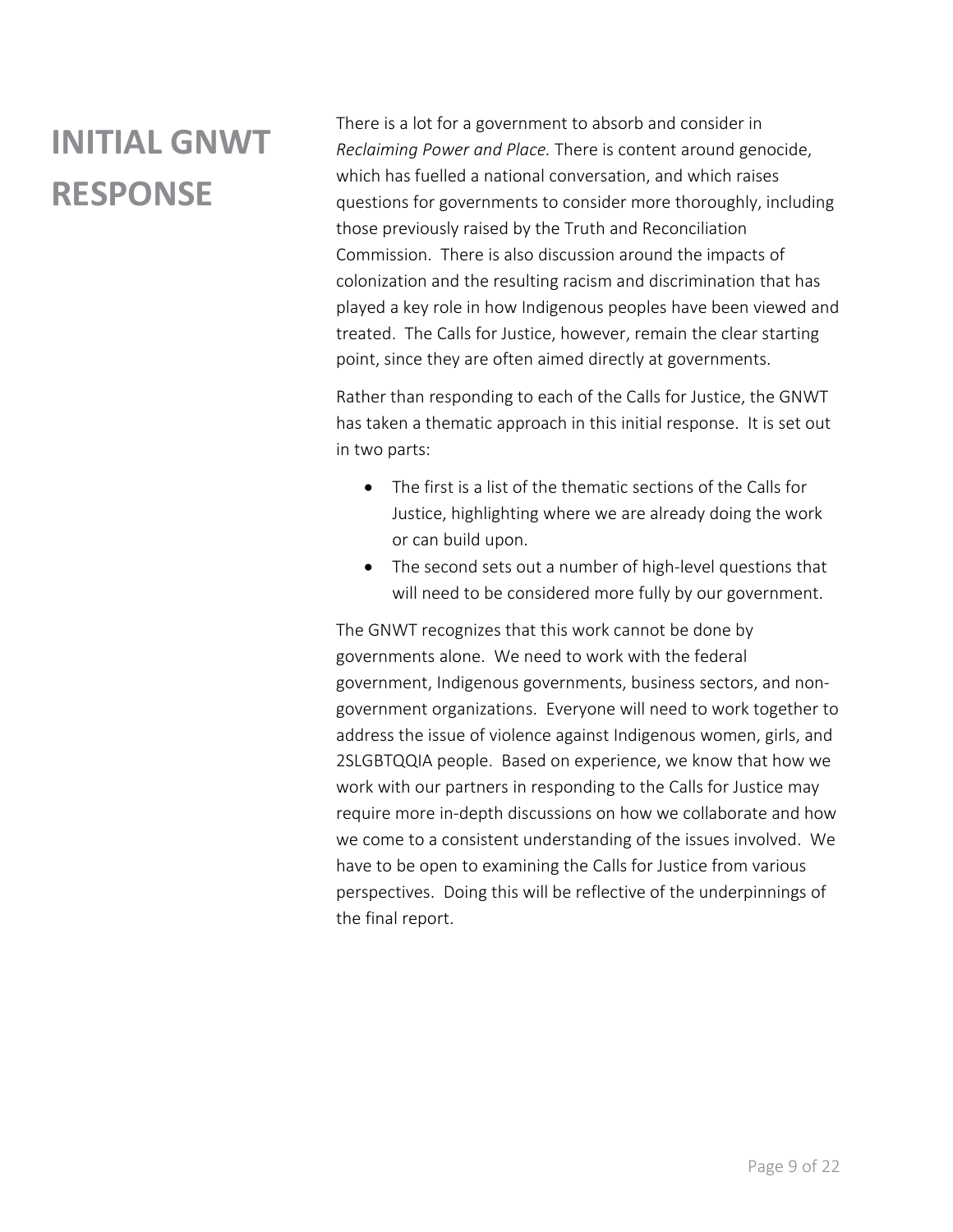# INITIAL GNWT RESPONSE

There is a lot for a government to absorb and consider in *Reclaiming Power and Place*. There is content around genocide, which has fuelled a national conversation, and which raises questions for governments to consider more thoroughly, including those previously raised by the Truth and Reconciliation Commission. There is also discussion around the impacts of colonization and the resulting racism and discrimination that has played a key role in how Indigenous peoples have been viewed and treated. The Calls for Justice, however, remain the clear starting point, since they are often aimed directly at governments.

Rather than responding to each of the Calls for Justice, the GNWT has taken a thematic approach in this initial response. It is set out in two parts:

- The first is a list of the thematic sections of the Calls for Justice, highlighting where we are already doing the work or can build upon.
- The second sets out a number of high-level questions that will need to be considered more fully by our government.

The GNWT recognizes that this work cannot be done by governments alone. We need to work with the federal government, Indigenous governments, business sectors, and non-government organizations. Everyone will need to work together to address the issue of violence against Indigenous women, girls, and 2SLGBTQQIA people. Based on experience, we know that how we work with our partners in responding to the Calls for Justice may require more in-depth discussions on how we collaborate and how we come to a consistent understanding of the issues involved. We have to be open to examining the Calls for Justice from various perspectives. Doing this will be reflective of the underpinnings of the final report.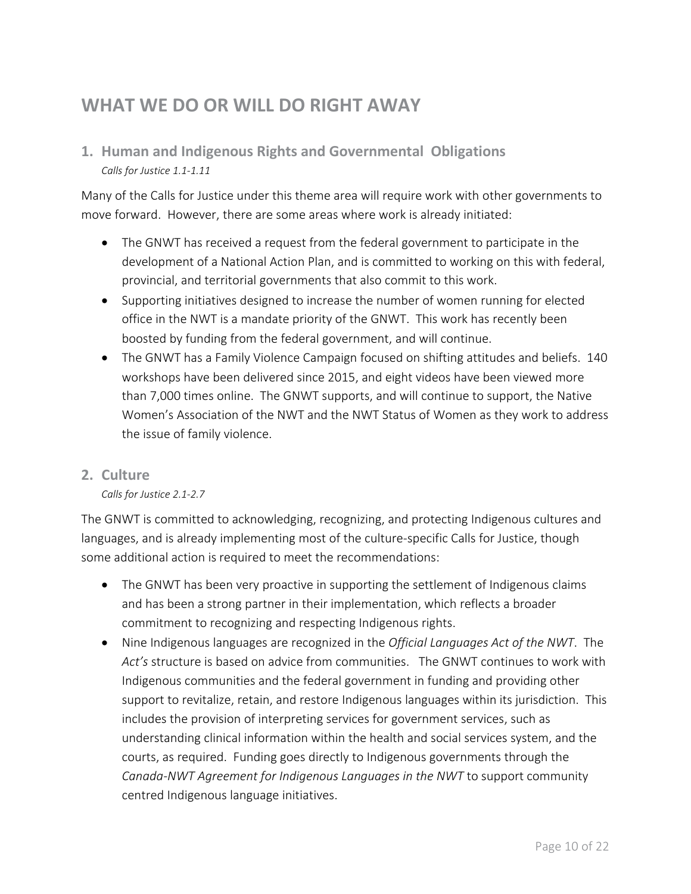# WHAT WE DO OR WILL DO RIGHT AWAY

## 1. Human and Indigenous Rights and Governmental Obligations

*Calls for Justice 1.1-1.11*

Many of the Calls for Justice under this theme area will require work with other governments to move forward. However, there are some areas where work is already initiated:

- The GNWT has received a request from the federal government to participate in the development of a National Action Plan, and is committed to working on this with federal, provincial, and territorial governments that also commit to this work.
- Supporting initiatives designed to increase the number of women running for elected office in the NWT is a mandate priority of the GNWT. This work has recently been boosted by funding from the federal government, and will continue.
- The GNWT has a Family Violence Campaign focused on shifting attitudes and beliefs. 140 workshops have been delivered since 2015, and eight videos have been viewed more than 7,000 times online. The GNWT supports, and will continue to support, the Native Women's Association of the NWT and the NWT Status of Women as they work to address the issue of family violence.

## 2. Culture

*Calls for Justice 2.1-2.7*

The GNWT is committed to acknowledging, recognizing, and protecting Indigenous cultures and languages, and is already implementing most of the culture-specific Calls for Justice, though some additional action is required to meet the recommendations:

- The GNWT has been very proactive in supporting the settlement of Indigenous claims and has been a strong partner in their implementation, which reflects a broader commitment to recognizing and respecting Indigenous rights.
- Nine Indigenous languages are recognized in the *Official Languages Act of the NWT*. The *Act's* structure is based on advice from communities. The GNWT continues to work with Indigenous communities and the federal government in funding and providing other support to revitalize, retain, and restore Indigenous languages within its jurisdiction. This includes the provision of interpreting services for government services, such as understanding clinical information within the health and social services system, and the courts, as required. Funding goes directly to Indigenous governments through the *Canada-NWT Agreement for Indigenous Languages in the NWT* to support community centred Indigenous language initiatives.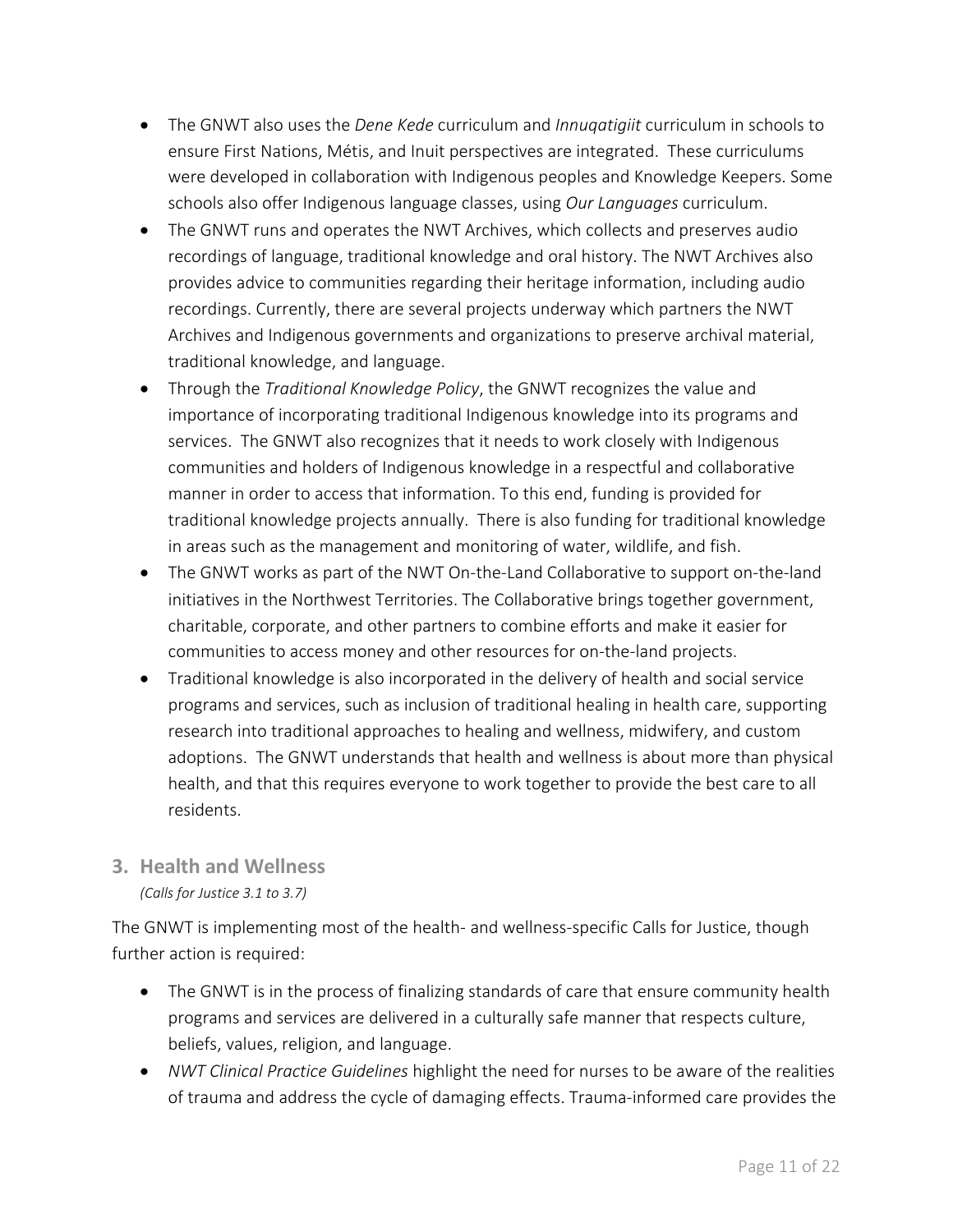- The GNWT also uses the *Dene Kede* curriculum and *Innuqatigiit* curriculum in schools to ensure First Nations, Métis, and Inuit perspectives are integrated. These curriculums were developed in collaboration with Indigenous peoples and Knowledge Keepers. Some schools also offer Indigenous language classes, using *Our Languages* curriculum.
- The GNWT runs and operates the NWT Archives, which collects and preserves audio recordings of language, traditional knowledge and oral history. The NWT Archives also provides advice to communities regarding their heritage information, including audio recordings. Currently, there are several projects underway which partners the NWT Archives and Indigenous governments and organizations to preserve archival material, traditional knowledge, and language.
- Through the *Traditional Knowledge Policy*, the GNWT recognizes the value and importance of incorporating traditional Indigenous knowledge into its programs and services. The GNWT also recognizes that it needs to work closely with Indigenous communities and holders of Indigenous knowledge in a respectful and collaborative manner in order to access that information. To this end, funding is provided for traditional knowledge projects annually. There is also funding for traditional knowledge in areas such as the management and monitoring of water, wildlife, and fish.
- The GNWT works as part of the NWT On-the-Land Collaborative to support on-the-land initiatives in the Northwest Territories. The Collaborative brings together government, charitable, corporate, and other partners to combine efforts and make it easier for communities to access money and other resources for on-the-land projects.
- Traditional knowledge is also incorporated in the delivery of health and social service programs and services, such as inclusion of traditional healing in health care, supporting research into traditional approaches to healing and wellness, midwifery, and custom adoptions. The GNWT understands that health and wellness is about more than physical health, and that this requires everyone to work together to provide the best care to all residents.

## 3. Health and Wellness

*(Calls for Justice 3.1 to 3.7)*

The GNWT is implementing most of the health- and wellness-specific Calls for Justice, though further action is required:

- The GNWT is in the process of finalizing standards of care that ensure community health programs and services are delivered in a culturally safe manner that respects culture, beliefs, values, religion, and language.
- *NWT Clinical Practice Guidelines* highlight the need for nurses to be aware of the realities of trauma and address the cycle of damaging effects. Trauma-informed care provides the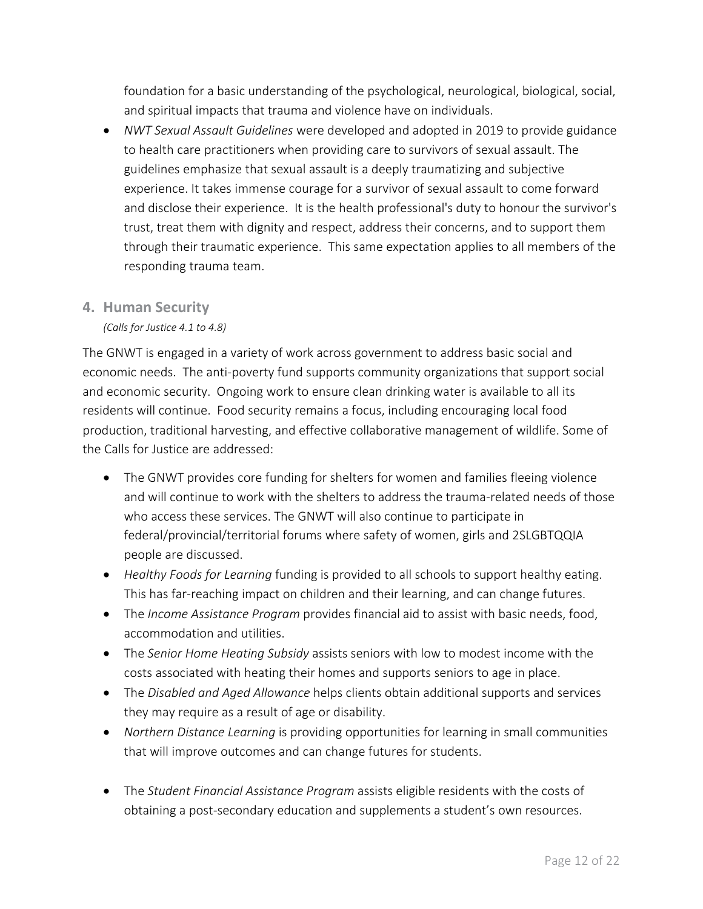foundation for a basic understanding of the psychological, neurological, biological, social, and spiritual impacts that trauma and violence have on individuals.

- *NWT Sexual Assault Guidelines* were developed and adopted in 2019 to provide guidance to health care practitioners when providing care to survivors of sexual assault. The guidelines emphasize that sexual assault is a deeply traumatizing and subjective experience. It takes immense courage for a survivor of sexual assault to come forward and disclose their experience. It is the health professional's duty to honour the survivor's trust, treat them with dignity and respect, address their concerns, and to support them through their traumatic experience. This same expectation applies to all members of the responding trauma team.

## 4. Human Security

*(Calls for Justice 4.1 to 4.8)*

The GNWT is engaged in a variety of work across government to address basic social and economic needs. The anti-poverty fund supports community organizations that support social and economic security. Ongoing work to ensure clean drinking water is available to all its residents will continue. Food security remains a focus, including encouraging local food production, traditional harvesting, and effective collaborative management of wildlife. Some of the Calls for Justice are addressed:

- The GNWT provides core funding for shelters for women and families fleeing violence and will continue to work with the shelters to address the trauma-related needs of those who access these services. The GNWT will also continue to participate in federal/provincial/territorial forums where safety of women, girls and 2SLGBTQQIA people are discussed.
- *Healthy Foods for Learning* funding is provided to all schools to support healthy eating. This has far-reaching impact on children and their learning, and can change futures.
- The *Income Assistance Program* provides financial aid to assist with basic needs, food, accommodation and utilities.
- The *Senior Home Heating Subsidy* assists seniors with low to modest income with the costs associated with heating their homes and supports seniors to age in place.
- The *Disabled and Aged Allowance* helps clients obtain additional supports and services they may require as a result of age or disability.
- *Northern Distance Learning* is providing opportunities for learning in small communities that will improve outcomes and can change futures for students.
- The *Student Financial Assistance Program* assists eligible residents with the costs of obtaining a post-secondary education and supplements a student's own resources.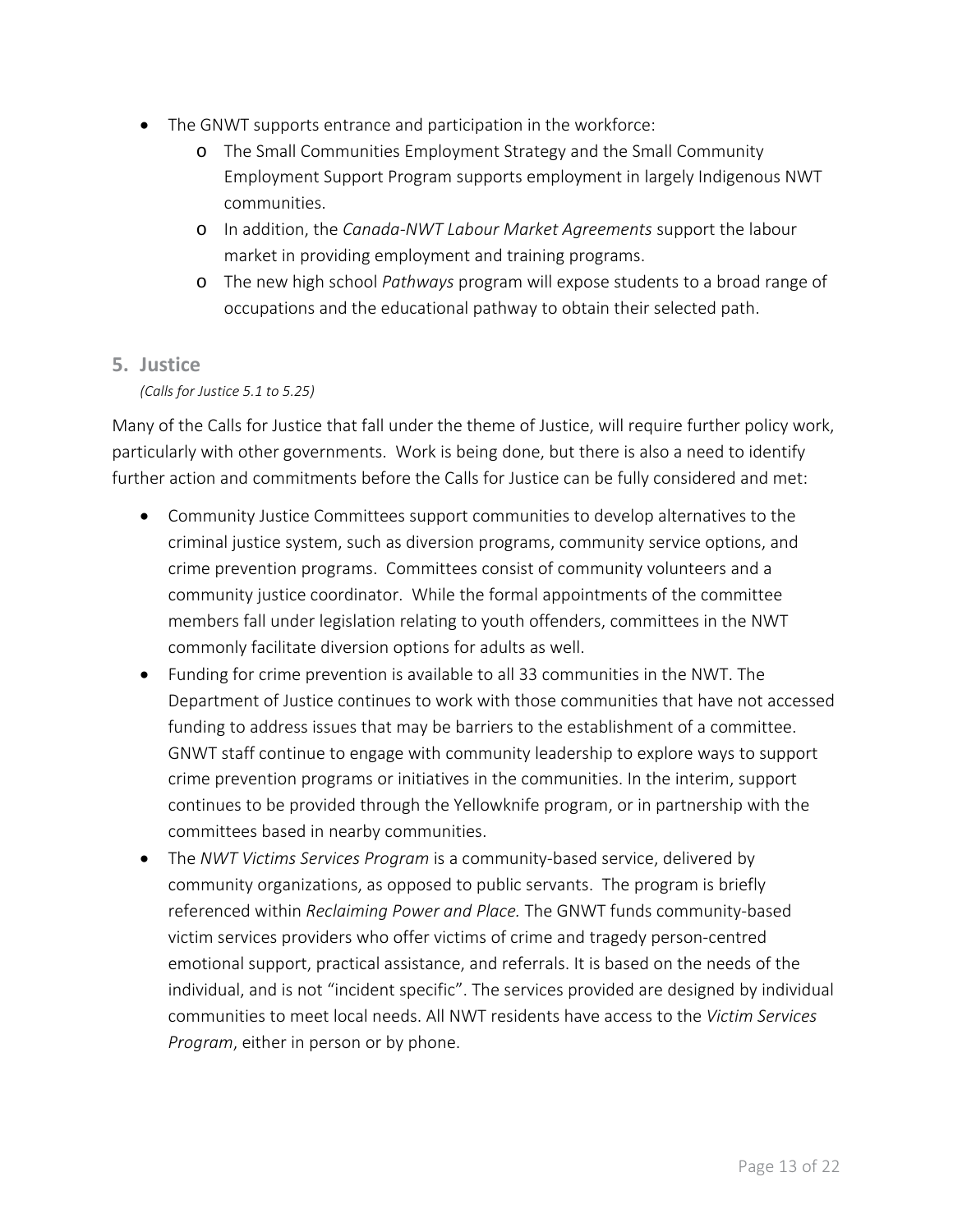- The GNWT supports entrance and participation in the workforce:
  - The Small Communities Employment Strategy and the Small Community Employment Support Program supports employment in largely Indigenous NWT communities.
  - In addition, the *Canada-NWT Labour Market Agreements* support the labour market in providing employment and training programs.
  - The new high school *Pathways* program will expose students to a broad range of occupations and the educational pathway to obtain their selected path.

## 5. Justice

*(Calls for Justice 5.1 to 5.25)*

Many of the Calls for Justice that fall under the theme of Justice, will require further policy work, particularly with other governments. Work is being done, but there is also a need to identify further action and commitments before the Calls for Justice can be fully considered and met:

- Community Justice Committees support communities to develop alternatives to the criminal justice system, such as diversion programs, community service options, and crime prevention programs. Committees consist of community volunteers and a community justice coordinator. While the formal appointments of the committee members fall under legislation relating to youth offenders, committees in the NWT commonly facilitate diversion options for adults as well.
- Funding for crime prevention is available to all 33 communities in the NWT. The Department of Justice continues to work with those communities that have not accessed funding to address issues that may be barriers to the establishment of a committee. GNWT staff continue to engage with community leadership to explore ways to support crime prevention programs or initiatives in the communities. In the interim, support continues to be provided through the Yellowknife program, or in partnership with the committees based in nearby communities.
- The *NWT Victims Services Program* is a community-based service, delivered by community organizations, as opposed to public servants. The program is briefly referenced within *Reclaiming Power and Place.* The GNWT funds community-based victim services providers who offer victims of crime and tragedy person-centred emotional support, practical assistance, and referrals. It is based on the needs of the individual, and is not "incident specific". The services provided are designed by individual communities to meet local needs. All NWT residents have access to the *Victim Services Program*, either in person or by phone.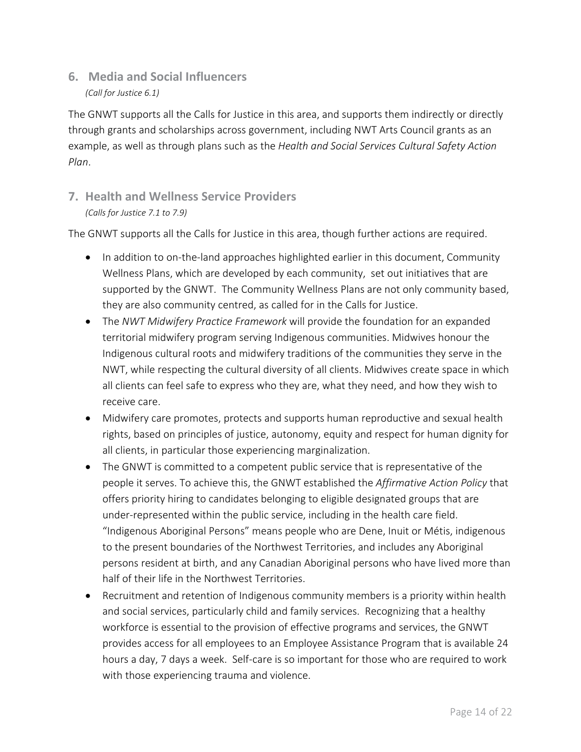## 6. Media and Social Influencers

*(Call for Justice 6.1)*

The GNWT supports all the Calls for Justice in this area, and supports them indirectly or directly through grants and scholarships across government, including NWT Arts Council grants as an example, as well as through plans such as the *Health and Social Services Cultural Safety Action Plan*.

## 7. Health and Wellness Service Providers

*(Calls for Justice 7.1 to 7.9)*

The GNWT supports all the Calls for Justice in this area, though further actions are required.

- In addition to on-the-land approaches highlighted earlier in this document, Community Wellness Plans, which are developed by each community, set out initiatives that are supported by the GNWT. The Community Wellness Plans are not only community based, they are also community centred, as called for in the Calls for Justice.
- The *NWT Midwifery Practice Framework* will provide the foundation for an expanded territorial midwifery program serving Indigenous communities. Midwives honour the Indigenous cultural roots and midwifery traditions of the communities they serve in the NWT, while respecting the cultural diversity of all clients. Midwives create space in which all clients can feel safe to express who they are, what they need, and how they wish to receive care.
- Midwifery care promotes, protects and supports human reproductive and sexual health rights, based on principles of justice, autonomy, equity and respect for human dignity for all clients, in particular those experiencing marginalization.
- The GNWT is committed to a competent public service that is representative of the people it serves. To achieve this, the GNWT established the *Affirmative Action Policy* that offers priority hiring to candidates belonging to eligible designated groups that are under-represented within the public service, including in the health care field. "Indigenous Aboriginal Persons" means people who are Dene, Inuit or Métis, indigenous to the present boundaries of the Northwest Territories, and includes any Aboriginal persons resident at birth, and any Canadian Aboriginal persons who have lived more than half of their life in the Northwest Territories.
- Recruitment and retention of Indigenous community members is a priority within health and social services, particularly child and family services. Recognizing that a healthy workforce is essential to the provision of effective programs and services, the GNWT provides access for all employees to an Employee Assistance Program that is available 24 hours a day, 7 days a week. Self-care is so important for those who are required to work with those experiencing trauma and violence.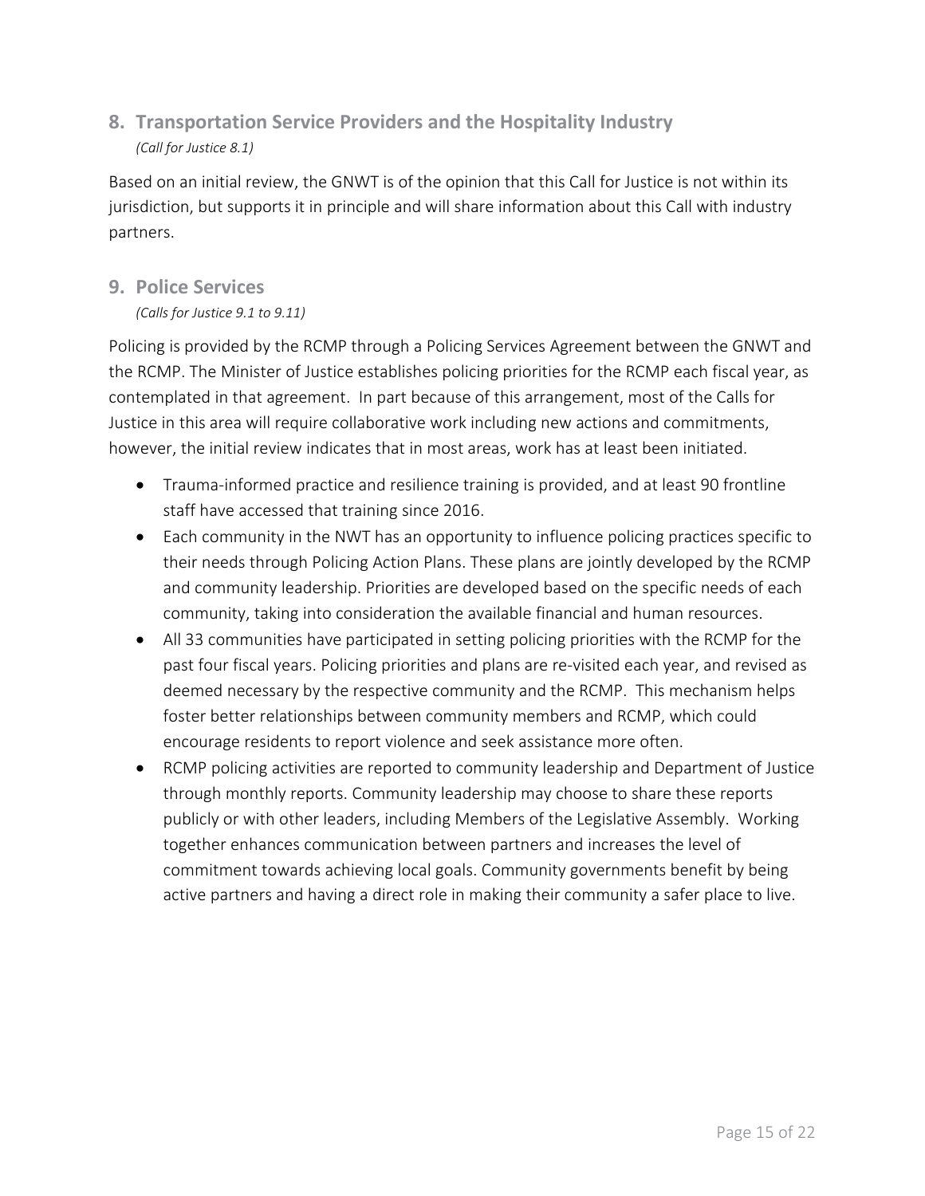## 8. Transportation Service Providers and the Hospitality Industry

*(Call for Justice 8.1)*

Based on an initial review, the GNWT is of the opinion that this Call for Justice is not within its jurisdiction, but supports it in principle and will share information about this Call with industry partners.

## 9. Police Services

*(Calls for Justice 9.1 to 9.11)*

Policing is provided by the RCMP through a Policing Services Agreement between the GNWT and the RCMP. The Minister of Justice establishes policing priorities for the RCMP each fiscal year, as contemplated in that agreement. In part because of this arrangement, most of the Calls for Justice in this area will require collaborative work including new actions and commitments, however, the initial review indicates that in most areas, work has at least been initiated.

- Trauma-informed practice and resilience training is provided, and at least 90 frontline staff have accessed that training since 2016.
- Each community in the NWT has an opportunity to influence policing practices specific to their needs through Policing Action Plans. These plans are jointly developed by the RCMP and community leadership. Priorities are developed based on the specific needs of each community, taking into consideration the available financial and human resources.
- All 33 communities have participated in setting policing priorities with the RCMP for the past four fiscal years. Policing priorities and plans are re-visited each year, and revised as deemed necessary by the respective community and the RCMP. This mechanism helps foster better relationships between community members and RCMP, which could encourage residents to report violence and seek assistance more often.
- RCMP policing activities are reported to community leadership and Department of Justice through monthly reports. Community leadership may choose to share these reports publicly or with other leaders, including Members of the Legislative Assembly. Working together enhances communication between partners and increases the level of commitment towards achieving local goals. Community governments benefit by being active partners and having a direct role in making their community a safer place to live.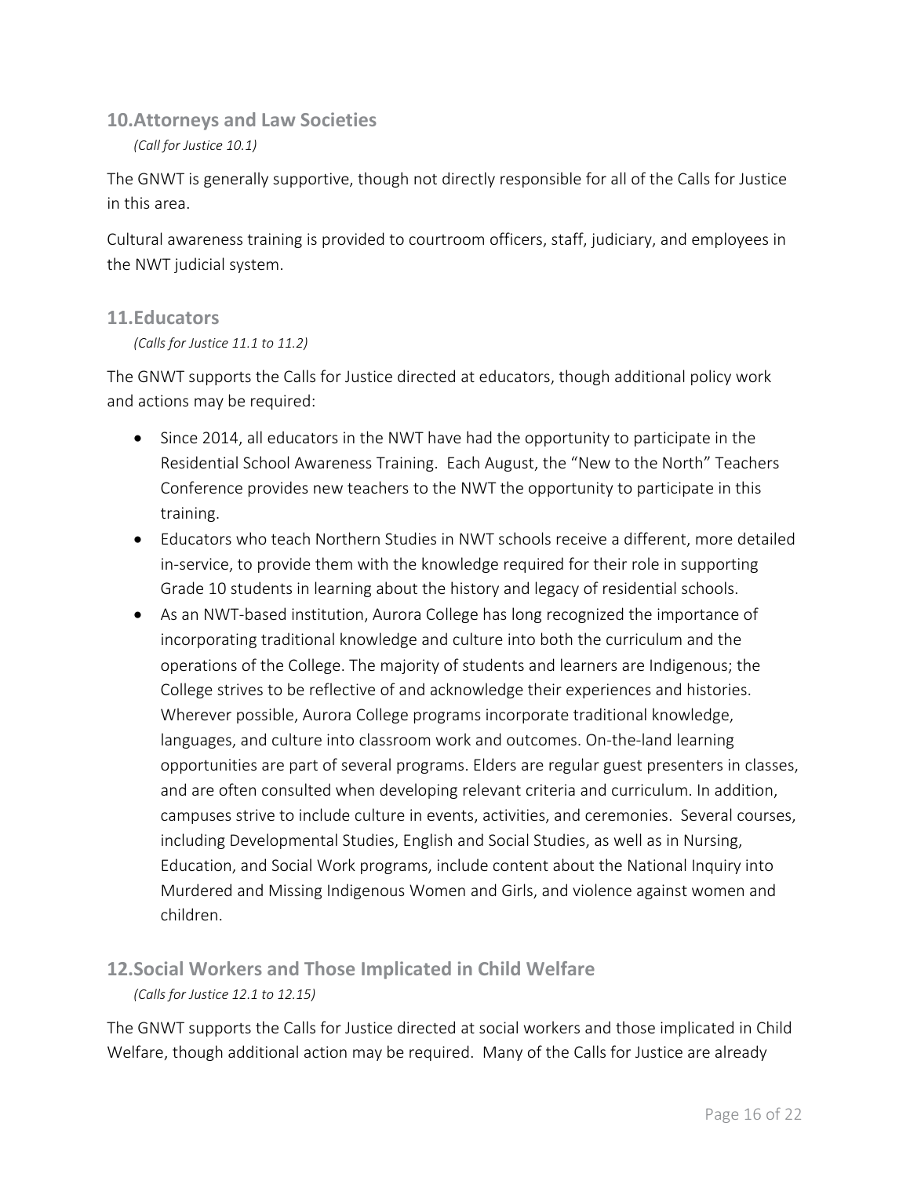## 10. Attorneys and Law Societies

*(Call for Justice 10.1)*

The GNWT is generally supportive, though not directly responsible for all of the Calls for Justice in this area.

Cultural awareness training is provided to courtroom officers, staff, judiciary, and employees in the NWT judicial system.

## 11. Educators

*(Calls for Justice 11.1 to 11.2)*

The GNWT supports the Calls for Justice directed at educators, though additional policy work and actions may be required:

- Since 2014, all educators in the NWT have had the opportunity to participate in the Residential School Awareness Training. Each August, the "New to the North" Teachers Conference provides new teachers to the NWT the opportunity to participate in this training.
- Educators who teach Northern Studies in NWT schools receive a different, more detailed in-service, to provide them with the knowledge required for their role in supporting Grade 10 students in learning about the history and legacy of residential schools.
- As an NWT-based institution, Aurora College has long recognized the importance of incorporating traditional knowledge and culture into both the curriculum and the operations of the College. The majority of students and learners are Indigenous; the College strives to be reflective of and acknowledge their experiences and histories. Wherever possible, Aurora College programs incorporate traditional knowledge, languages, and culture into classroom work and outcomes. On-the-land learning opportunities are part of several programs. Elders are regular guest presenters in classes, and are often consulted when developing relevant criteria and curriculum. In addition, campuses strive to include culture in events, activities, and ceremonies. Several courses, including Developmental Studies, English and Social Studies, as well as in Nursing, Education, and Social Work programs, include content about the National Inquiry into Murdered and Missing Indigenous Women and Girls, and violence against women and children.

## 12. Social Workers and Those Implicated in Child Welfare

*(Calls for Justice 12.1 to 12.15)*

The GNWT supports the Calls for Justice directed at social workers and those implicated in Child Welfare, though additional action may be required. Many of the Calls for Justice are already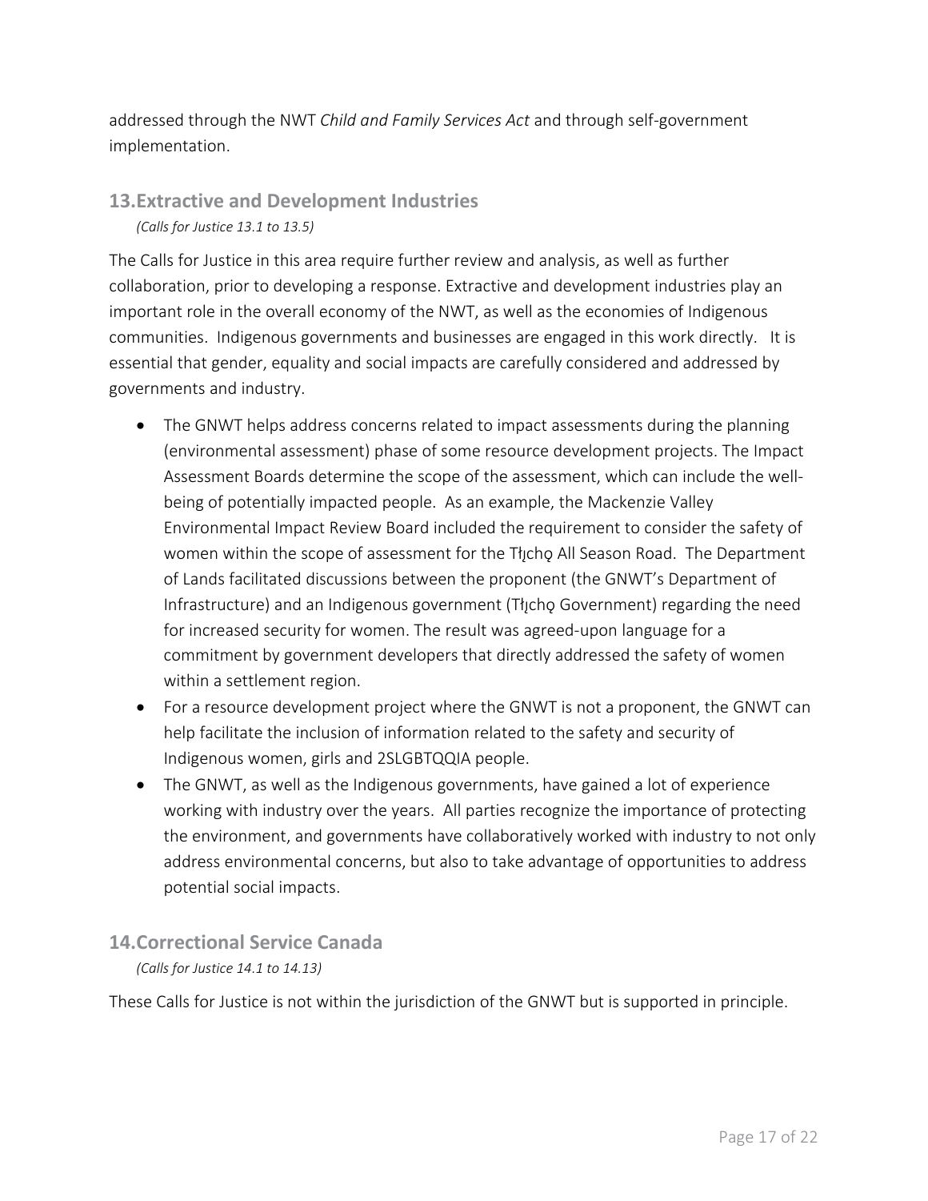addressed through the NWT *Child and Family Services Act* and through self-government implementation.

## 13. Extractive and Development Industries

*(Calls for Justice 13.1 to 13.5)*

The Calls for Justice in this area require further review and analysis, as well as further collaboration, prior to developing a response. Extractive and development industries play an important role in the overall economy of the NWT, as well as the economies of Indigenous communities. Indigenous governments and businesses are engaged in this work directly. It is essential that gender, equality and social impacts are carefully considered and addressed by governments and industry.

- The GNWT helps address concerns related to impact assessments during the planning (environmental assessment) phase of some resource development projects. The Impact Assessment Boards determine the scope of the assessment, which can include the well-being of potentially impacted people. As an example, the Mackenzie Valley Environmental Impact Review Board included the requirement to consider the safety of women within the scope of assessment for the Tłı̨chǫ All Season Road. The Department of Lands facilitated discussions between the proponent (the GNWT's Department of Infrastructure) and an Indigenous government (Tłı̨chǫ Government) regarding the need for increased security for women. The result was agreed-upon language for a commitment by government developers that directly addressed the safety of women within a settlement region.
- For a resource development project where the GNWT is not a proponent, the GNWT can help facilitate the inclusion of information related to the safety and security of Indigenous women, girls and 2SLGBTQQIA people.
- The GNWT, as well as the Indigenous governments, have gained a lot of experience working with industry over the years. All parties recognize the importance of protecting the environment, and governments have collaboratively worked with industry to not only address environmental concerns, but also to take advantage of opportunities to address potential social impacts.

## 14. Correctional Service Canada

*(Calls for Justice 14.1 to 14.13)*

These Calls for Justice is not within the jurisdiction of the GNWT but is supported in principle.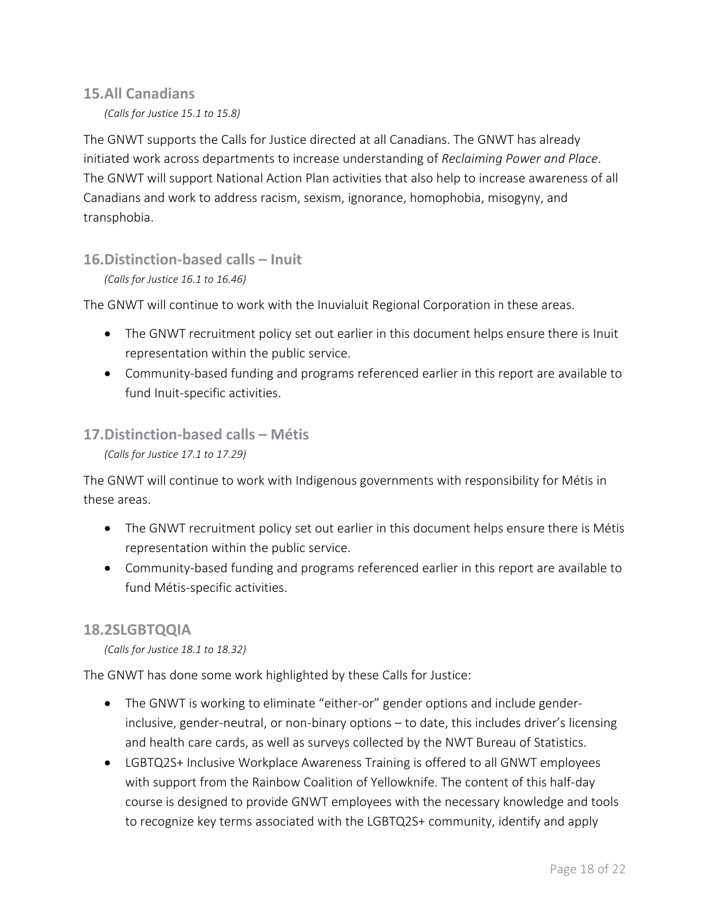## 15. All Canadians

*(Calls for Justice 15.1 to 15.8)*

The GNWT supports the Calls for Justice directed at all Canadians. The GNWT has already initiated work across departments to increase understanding of *Reclaiming Power and Place*. The GNWT will support National Action Plan activities that also help to increase awareness of all Canadians and work to address racism, sexism, ignorance, homophobia, misogyny, and transphobia.

## 16. Distinction-based calls – Inuit

*(Calls for Justice 16.1 to 16.46)*

The GNWT will continue to work with the Inuvialuit Regional Corporation in these areas.

- The GNWT recruitment policy set out earlier in this document helps ensure there is Inuit representation within the public service.
- Community-based funding and programs referenced earlier in this report are available to fund Inuit-specific activities.

## 17. Distinction-based calls – Métis

*(Calls for Justice 17.1 to 17.29)*

The GNWT will continue to work with Indigenous governments with responsibility for Métis in these areas.

- The GNWT recruitment policy set out earlier in this document helps ensure there is Métis representation within the public service.
- Community-based funding and programs referenced earlier in this report are available to fund Métis-specific activities.

## 18. 2SLGBTQQIA

*(Calls for Justice 18.1 to 18.32)*

The GNWT has done some work highlighted by these Calls for Justice:

- The GNWT is working to eliminate "either-or" gender options and include gender-inclusive, gender-neutral, or non-binary options – to date, this includes driver's licensing and health care cards, as well as surveys collected by the NWT Bureau of Statistics.
- LGBTQ2S+ Inclusive Workplace Awareness Training is offered to all GNWT employees with support from the Rainbow Coalition of Yellowknife. The content of this half-day course is designed to provide GNWT employees with the necessary knowledge and tools to recognize key terms associated with the LGBTQ2S+ community, identify and apply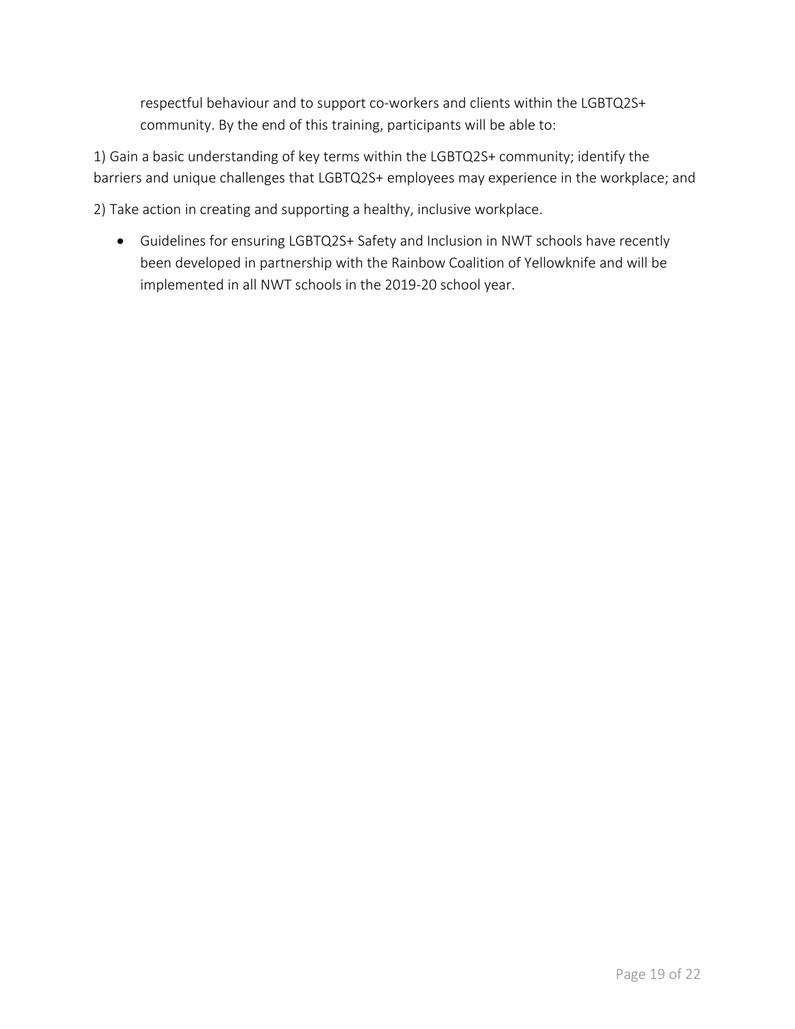respectful behaviour and to support co-workers and clients within the LGBTQ2S+ community. By the end of this training, participants will be able to:

1) Gain a basic understanding of key terms within the LGBTQ2S+ community; identify the barriers and unique challenges that LGBTQ2S+ employees may experience in the workplace; and

2) Take action in creating and supporting a healthy, inclusive workplace.

- Guidelines for ensuring LGBTQ2S+ Safety and Inclusion in NWT schools have recently been developed in partnership with the Rainbow Coalition of Yellowknife and will be implemented in all NWT schools in the 2019-20 school year.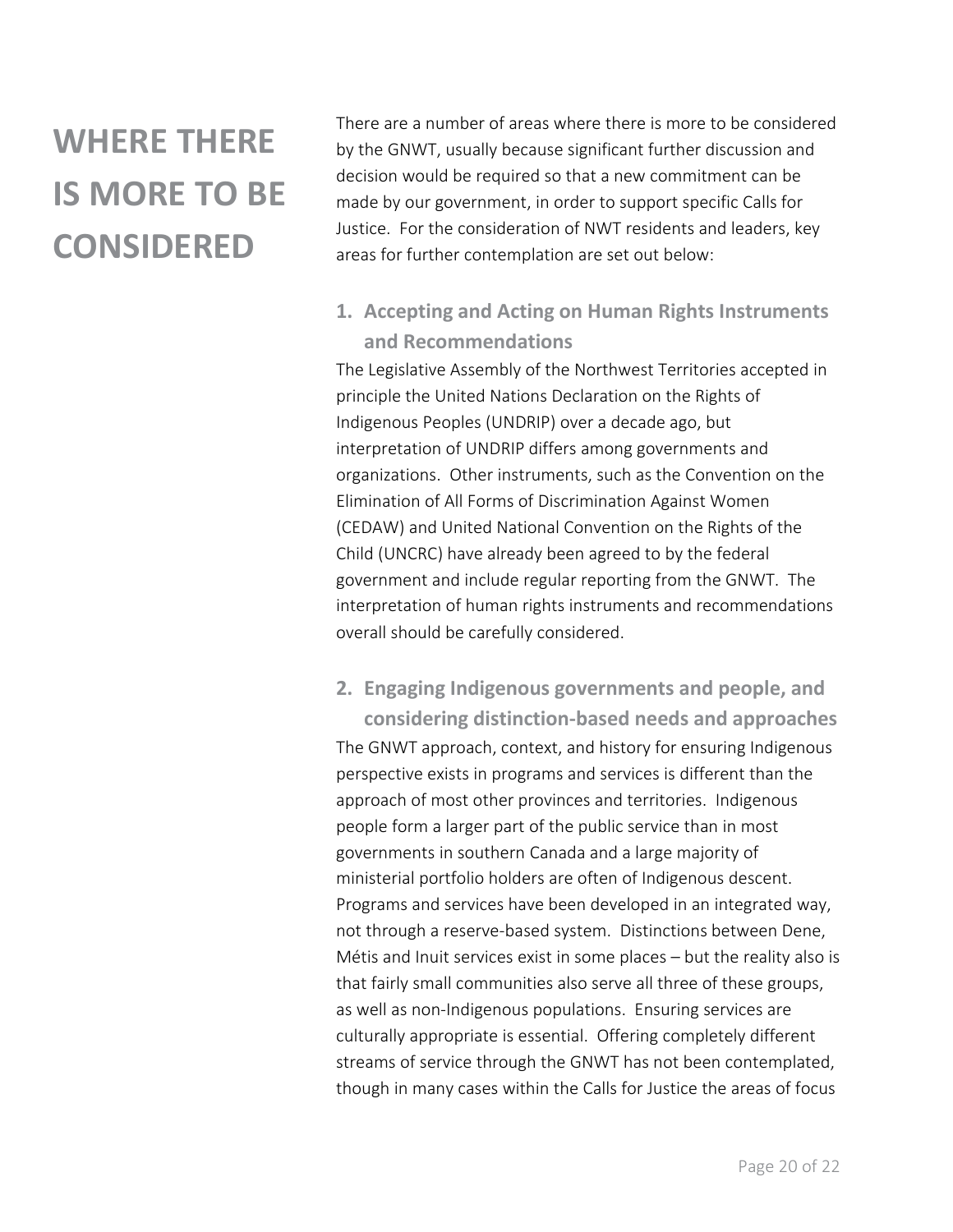# WHERE THERE IS MORE TO BE CONSIDERED

There are a number of areas where there is more to be considered by the GNWT, usually because significant further discussion and decision would be required so that a new commitment can be made by our government, in order to support specific Calls for Justice. For the consideration of NWT residents and leaders, key areas for further contemplation are set out below:

## 1. Accepting and Acting on Human Rights Instruments and Recommendations

The Legislative Assembly of the Northwest Territories accepted in principle the United Nations Declaration on the Rights of Indigenous Peoples (UNDRIP) over a decade ago, but interpretation of UNDRIP differs among governments and organizations. Other instruments, such as the Convention on the Elimination of All Forms of Discrimination Against Women (CEDAW) and United National Convention on the Rights of the Child (UNCRC) have already been agreed to by the federal government and include regular reporting from the GNWT. The interpretation of human rights instruments and recommendations overall should be carefully considered.

## 2. Engaging Indigenous governments and people, and considering distinction-based needs and approaches

The GNWT approach, context, and history for ensuring Indigenous perspective exists in programs and services is different than the approach of most other provinces and territories. Indigenous people form a larger part of the public service than in most governments in southern Canada and a large majority of ministerial portfolio holders are often of Indigenous descent. Programs and services have been developed in an integrated way, not through a reserve-based system. Distinctions between Dene, Métis and Inuit services exist in some places – but the reality also is that fairly small communities also serve all three of these groups, as well as non-Indigenous populations. Ensuring services are culturally appropriate is essential. Offering completely different streams of service through the GNWT has not been contemplated, though in many cases within the Calls for Justice the areas of focus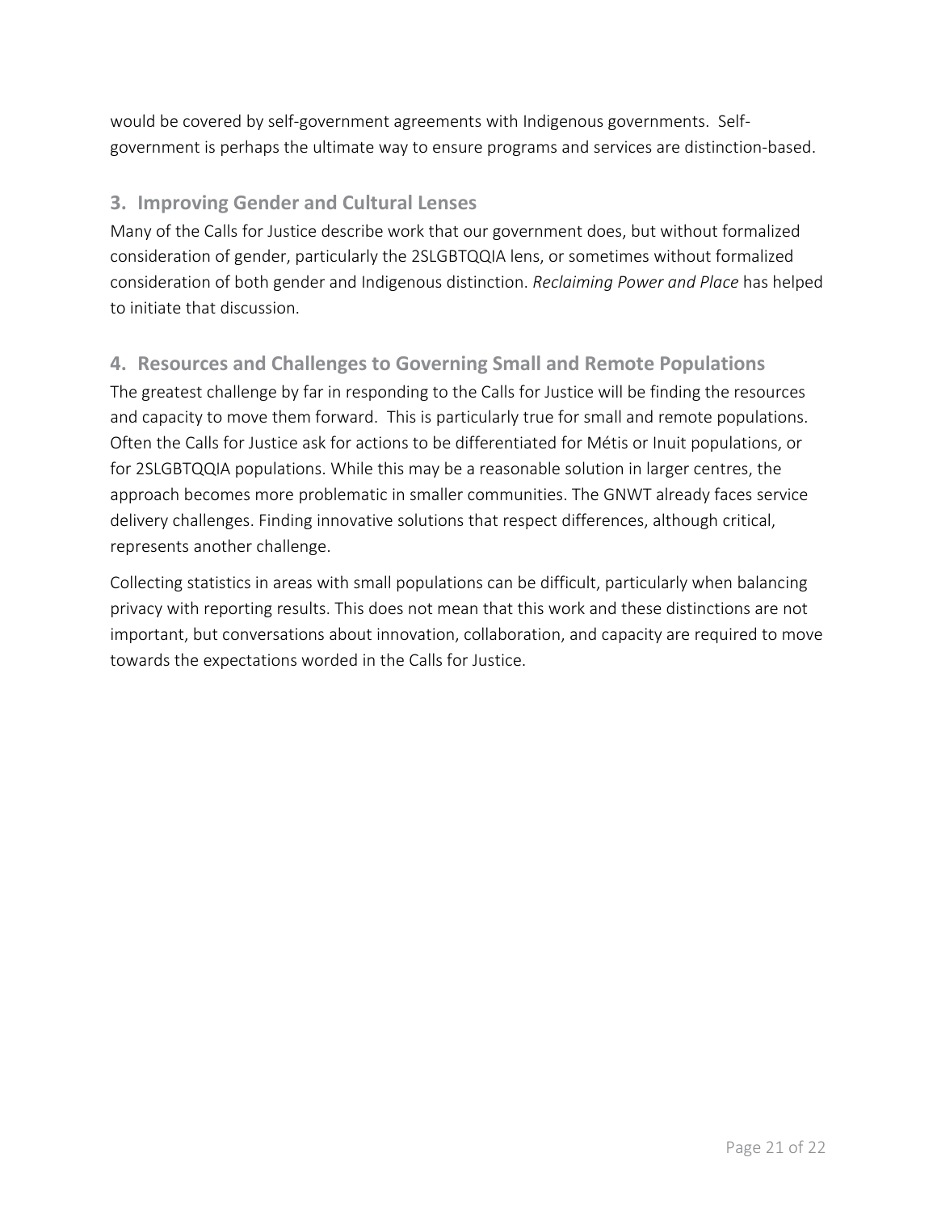would be covered by self-government agreements with Indigenous governments. Self-government is perhaps the ultimate way to ensure programs and services are distinction-based.

### 3. Improving Gender and Cultural Lenses

Many of the Calls for Justice describe work that our government does, but without formalized consideration of gender, particularly the 2SLGBTQQIA lens, or sometimes without formalized consideration of both gender and Indigenous distinction. *Reclaiming Power and Place* has helped to initiate that discussion.

### 4. Resources and Challenges to Governing Small and Remote Populations

The greatest challenge by far in responding to the Calls for Justice will be finding the resources and capacity to move them forward. This is particularly true for small and remote populations. Often the Calls for Justice ask for actions to be differentiated for Métis or Inuit populations, or for 2SLGBTQQIA populations. While this may be a reasonable solution in larger centres, the approach becomes more problematic in smaller communities. The GNWT already faces service delivery challenges. Finding innovative solutions that respect differences, although critical, represents another challenge.

Collecting statistics in areas with small populations can be difficult, particularly when balancing privacy with reporting results. This does not mean that this work and these distinctions are not important, but conversations about innovation, collaboration, and capacity are required to move towards the expectations worded in the Calls for Justice.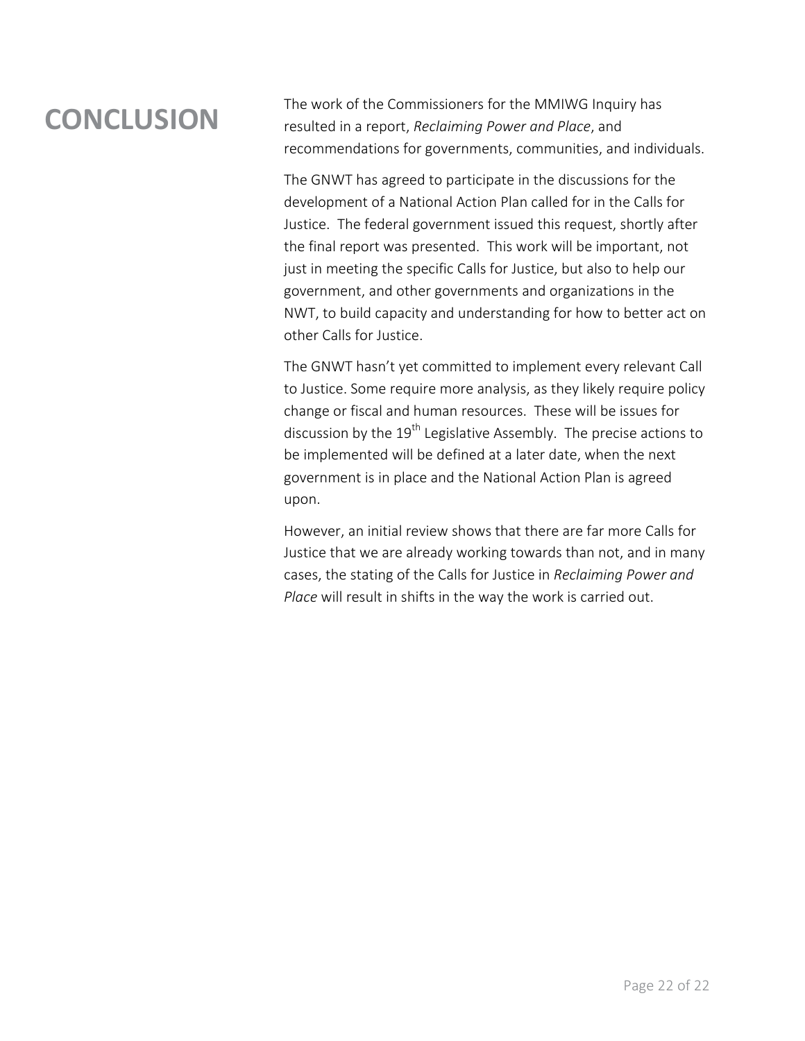# CONCLUSION

The work of the Commissioners for the MMIWG Inquiry has resulted in a report, *Reclaiming Power and Place*, and recommendations for governments, communities, and individuals.

The GNWT has agreed to participate in the discussions for the development of a National Action Plan called for in the Calls for Justice. The federal government issued this request, shortly after the final report was presented. This work will be important, not just in meeting the specific Calls for Justice, but also to help our government, and other governments and organizations in the NWT, to build capacity and understanding for how to better act on other Calls for Justice.

The GNWT hasn't yet committed to implement every relevant Call to Justice. Some require more analysis, as they likely require policy change or fiscal and human resources. These will be issues for discussion by the 19th Legislative Assembly. The precise actions to be implemented will be defined at a later date, when the next government is in place and the National Action Plan is agreed upon.

However, an initial review shows that there are far more Calls for Justice that we are already working towards than not, and in many cases, the stating of the Calls for Justice in *Reclaiming Power and Place* will result in shifts in the way the work is carried out.